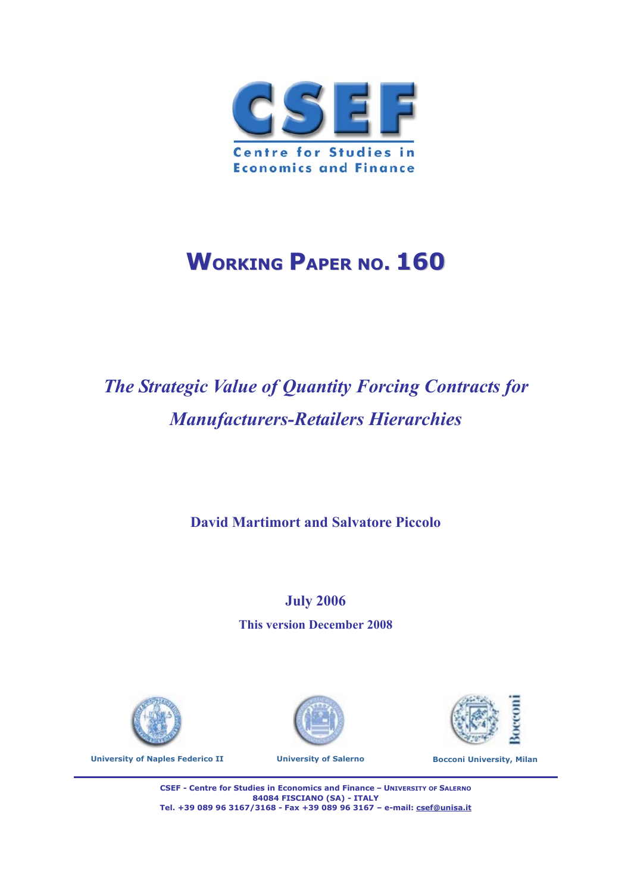# CSEF

Centre for Studies in Economics and Finance

## WORKING PAPER NO. 160

# *The Strategic Value of Quantity Forcing Contracts for Manufacturers-Retailers Hierarchies*

**David Martimort and Salvatore Piccolo**

**July 2006**

**This version December 2008**

University of Naples Federico II

University of Salerno

Bocconi University, Milan

CSEF - Centre for Studies in Economics and Finance – UNIVERSITY OF SALERNO
84084 FISCIANO (SA) - ITALY
Tel. +39 089 96 3167/3168 - Fax +39 089 96 3167 – e-mail: csef@unisa.it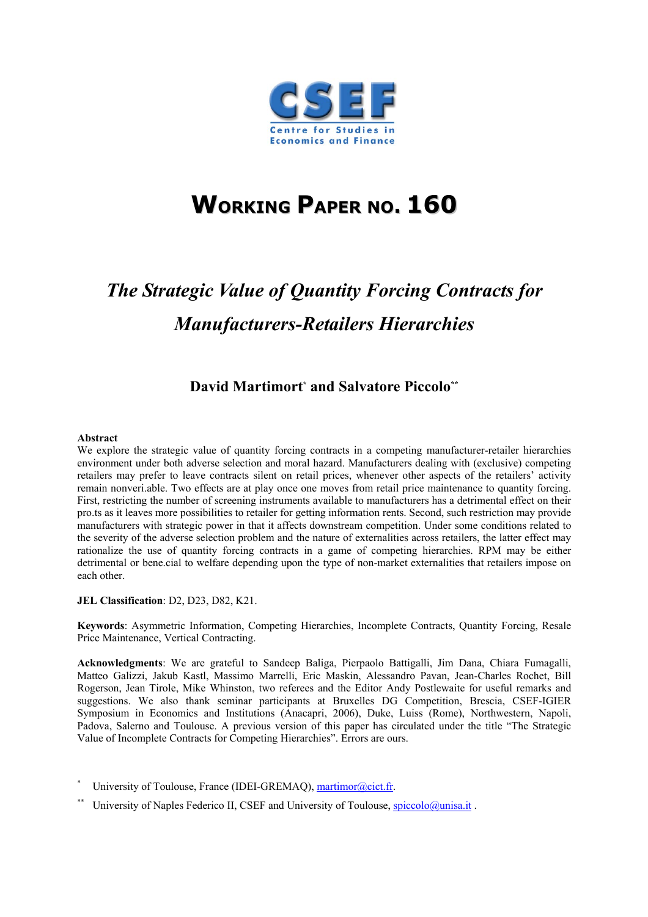# WORKING PAPER NO. 160

# *The Strategic Value of Quantity Forcing Contracts for Manufacturers-Retailers Hierarchies*

## David Martimort[*] and Salvatore Piccolo[**]

**Abstract**

We explore the strategic value of quantity forcing contracts in a competing manufacturer-retailer hierarchies environment under both adverse selection and moral hazard. Manufacturers dealing with (exclusive) competing retailers may prefer to leave contracts silent on retail prices, whenever other aspects of the retailers' activity remain nonveri.able. Two effects are at play once one moves from retail price maintenance to quantity forcing. First, restricting the number of screening instruments available to manufacturers has a detrimental effect on their pro.ts as it leaves more possibilities to retailer for getting information rents. Second, such restriction may provide manufacturers with strategic power in that it affects downstream competition. Under some conditions related to the severity of the adverse selection problem and the nature of externalities across retailers, the latter effect may rationalize the use of quantity forcing contracts in a game of competing hierarchies. RPM may be either detrimental or bene.cial to welfare depending upon the type of non-market externalities that retailers impose on each other.

**JEL Classification**: D2, D23, D82, K21.

**Keywords**: Asymmetric Information, Competing Hierarchies, Incomplete Contracts, Quantity Forcing, Resale Price Maintenance, Vertical Contracting.

**Acknowledgments**: We are grateful to Sandeep Baliga, Pierpaolo Battigalli, Jim Dana, Chiara Fumagalli, Matteo Galizzi, Jakub Kastl, Massimo Marrelli, Eric Maskin, Alessandro Pavan, Jean-Charles Rochet, Bill Rogerson, Jean Tirole, Mike Whinston, two referees and the Editor Andy Postlewaite for useful remarks and suggestions. We also thank seminar participants at Bruxelles DG Competition, Brescia, CSEF-IGIER Symposium in Economics and Institutions (Anacapri, 2006), Duke, Luiss (Rome), Northwestern, Napoli, Padova, Salerno and Toulouse. A previous version of this paper has circulated under the title "The Strategic Value of Incomplete Contracts for Competing Hierarchies". Errors are ours.

[*] University of Toulouse, France (IDEI-GREMAQ), martimor@cict.fr.

[**] University of Naples Federico II, CSEF and University of Toulouse, spiccolo@unisa.it .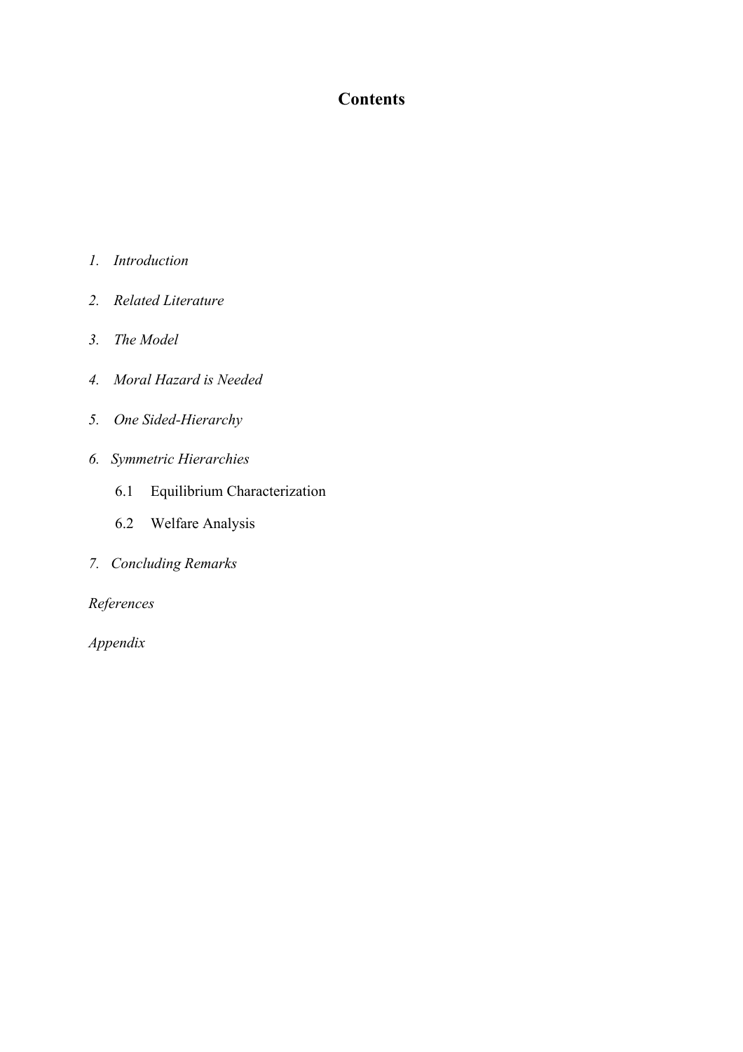# Contents

1. *Introduction*
2. *Related Literature*
3. *The Model*
4. *Moral Hazard is Needed*
5. *One Sided-Hierarchy*
6. *Symmetric Hierarchies*
    - 6.1 Equilibrium Characterization
    - 6.2 Welfare Analysis
7. *Concluding Remarks*

*References*

*Appendix*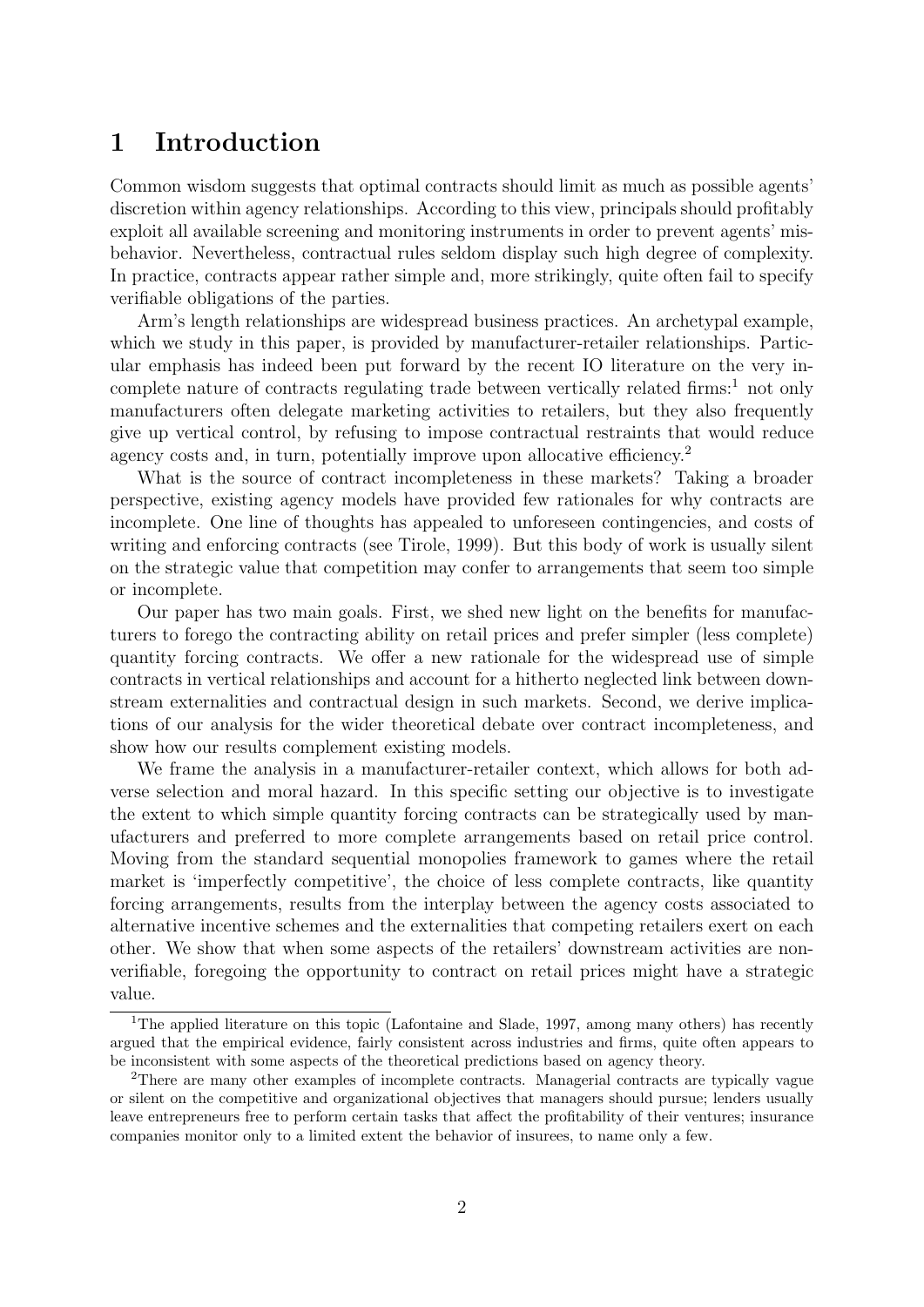# 1 Introduction

Common wisdom suggests that optimal contracts should limit as much as possible agents' discretion within agency relationships. According to this view, principals should profitably exploit all available screening and monitoring instruments in order to prevent agents' misbehavior. Nevertheless, contractual rules seldom display such high degree of complexity. In practice, contracts appear rather simple and, more strikingly, quite often fail to specify verifiable obligations of the parties.

Arm's length relationships are widespread business practices. An archetypal example, which we study in this paper, is provided by manufacturer-retailer relationships. Particular emphasis has indeed been put forward by the recent IO literature on the very incomplete nature of contracts regulating trade between vertically related firms:[1] not only manufacturers often delegate marketing activities to retailers, but they also frequently give up vertical control, by refusing to impose contractual restraints that would reduce agency costs and, in turn, potentially improve upon allocative efficiency.[2]

What is the source of contract incompleteness in these markets? Taking a broader perspective, existing agency models have provided few rationales for why contracts are incomplete. One line of thoughts has appealed to unforeseen contingencies, and costs of writing and enforcing contracts (see Tirole, 1999). But this body of work is usually silent on the strategic value that competition may confer to arrangements that seem too simple or incomplete.

Our paper has two main goals. First, we shed new light on the benefits for manufacturers to forego the contracting ability on retail prices and prefer simpler (less complete) quantity forcing contracts. We offer a new rationale for the widespread use of simple contracts in vertical relationships and account for a hitherto neglected link between downstream externalities and contractual design in such markets. Second, we derive implications of our analysis for the wider theoretical debate over contract incompleteness, and show how our results complement existing models.

We frame the analysis in a manufacturer-retailer context, which allows for both adverse selection and moral hazard. In this specific setting our objective is to investigate the extent to which simple quantity forcing contracts can be strategically used by manufacturers and preferred to more complete arrangements based on retail price control. Moving from the standard sequential monopolies framework to games where the retail market is 'imperfectly competitive', the choice of less complete contracts, like quantity forcing arrangements, results from the interplay between the agency costs associated to alternative incentive schemes and the externalities that competing retailers exert on each other. We show that when some aspects of the retailers' downstream activities are non-verifiable, foregoing the opportunity to contract on retail prices might have a strategic value.

[1] The applied literature on this topic (Lafontaine and Slade, 1997, among many others) has recently argued that the empirical evidence, fairly consistent across industries and firms, quite often appears to be inconsistent with some aspects of the theoretical predictions based on agency theory.

[2] There are many other examples of incomplete contracts. Managerial contracts are typically vague or silent on the competitive and organizational objectives that managers should pursue; lenders usually leave entrepreneurs free to perform certain tasks that affect the profitability of their ventures; insurance companies monitor only to a limited extent the behavior of insurees, to name only a few.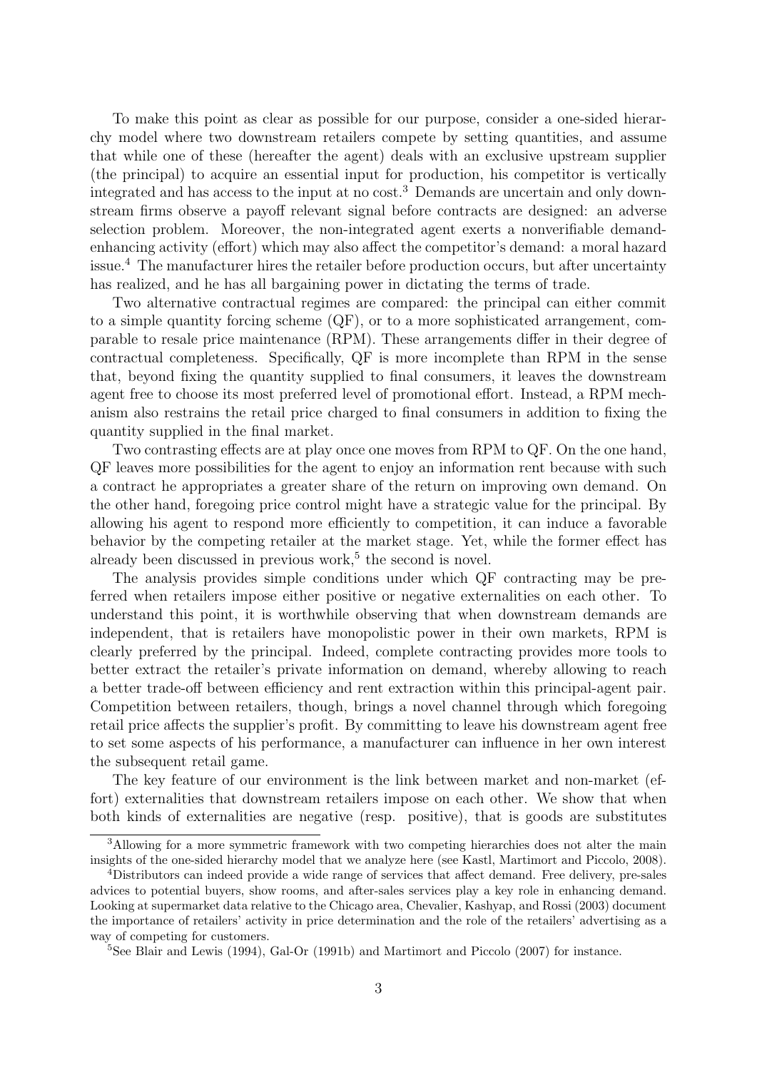To make this point as clear as possible for our purpose, consider a one-sided hierarchy model where two downstream retailers compete by setting quantities, and assume that while one of these (hereafter the agent) deals with an exclusive upstream supplier (the principal) to acquire an essential input for production, his competitor is vertically integrated and has access to the input at no cost.[3] Demands are uncertain and only downstream firms observe a payoff relevant signal before contracts are designed: an adverse selection problem. Moreover, the non-integrated agent exerts a nonverifiable demand-enhancing activity (effort) which may also affect the competitor's demand: a moral hazard issue.[4] The manufacturer hires the retailer before production occurs, but after uncertainty has realized, and he has all bargaining power in dictating the terms of trade.

Two alternative contractual regimes are compared: the principal can either commit to a simple quantity forcing scheme (QF), or to a more sophisticated arrangement, comparable to resale price maintenance (RPM). These arrangements differ in their degree of contractual completeness. Specifically, QF is more incomplete than RPM in the sense that, beyond fixing the quantity supplied to final consumers, it leaves the downstream agent free to choose its most preferred level of promotional effort. Instead, a RPM mechanism also restrains the retail price charged to final consumers in addition to fixing the quantity supplied in the final market.

Two contrasting effects are at play once one moves from RPM to QF. On the one hand, QF leaves more possibilities for the agent to enjoy an information rent because with such a contract he appropriates a greater share of the return on improving own demand. On the other hand, foregoing price control might have a strategic value for the principal. By allowing his agent to respond more efficiently to competition, it can induce a favorable behavior by the competing retailer at the market stage. Yet, while the former effect has already been discussed in previous work,[5] the second is novel.

The analysis provides simple conditions under which QF contracting may be preferred when retailers impose either positive or negative externalities on each other. To understand this point, it is worthwhile observing that when downstream demands are independent, that is retailers have monopolistic power in their own markets, RPM is clearly preferred by the principal. Indeed, complete contracting provides more tools to better extract the retailer's private information on demand, whereby allowing to reach a better trade-off between efficiency and rent extraction within this principal-agent pair. Competition between retailers, though, brings a novel channel through which foregoing retail price affects the supplier's profit. By committing to leave his downstream agent free to set some aspects of his performance, a manufacturer can influence in her own interest the subsequent retail game.

The key feature of our environment is the link between market and non-market (effort) externalities that downstream retailers impose on each other. We show that when both kinds of externalities are negative (resp. positive), that is goods are substitutes

---

[3] Allowing for a more symmetric framework with two competing hierarchies does not alter the main insights of the one-sided hierarchy model that we analyze here (see Kastl, Martimort and Piccolo, 2008).

[4] Distributors can indeed provide a wide range of services that affect demand. Free delivery, pre-sales advices to potential buyers, show rooms, and after-sales services play a key role in enhancing demand. Looking at supermarket data relative to the Chicago area, Chevalier, Kashyap, and Rossi (2003) document the importance of retailers' activity in price determination and the role of the retailers' advertising as a way of competing for customers.

[5] See Blair and Lewis (1994), Gal-Or (1991b) and Martimort and Piccolo (2007) for instance.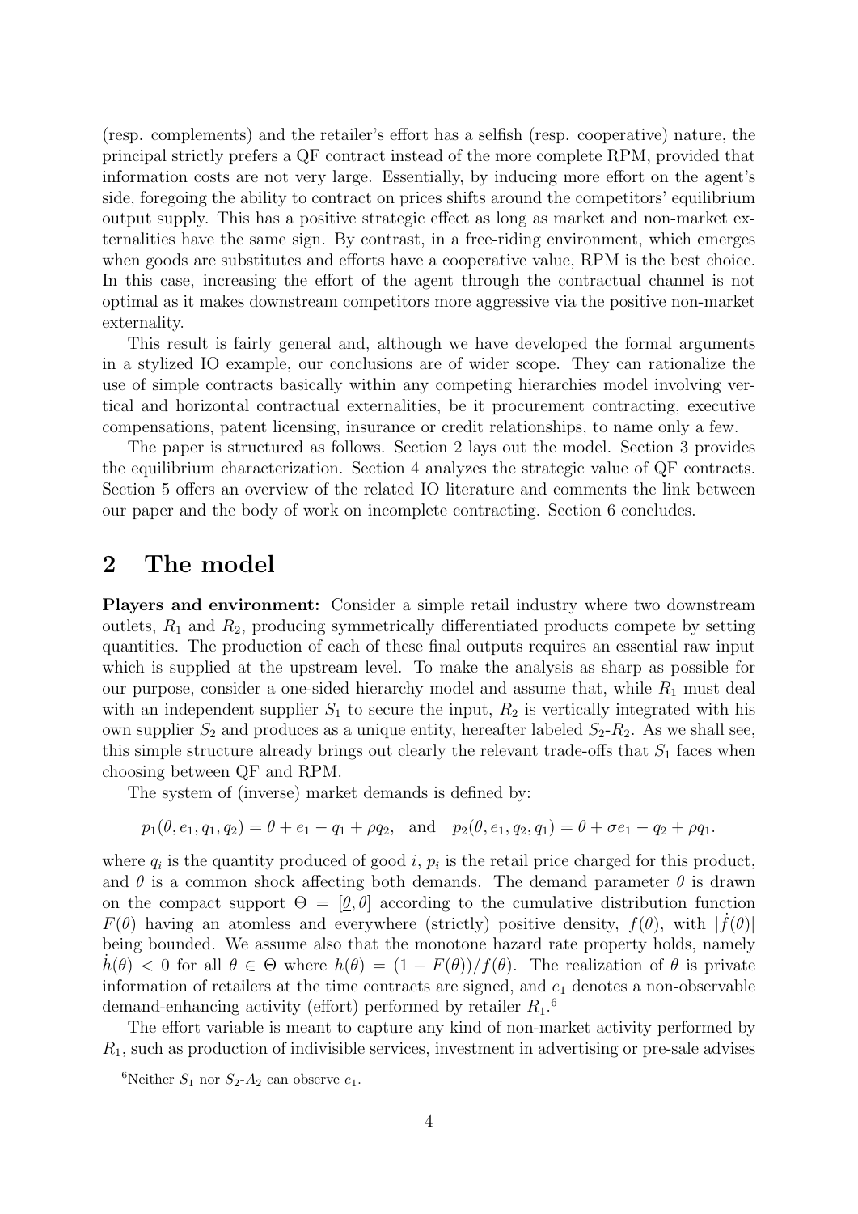(resp. complements) and the retailer's effort has a selfish (resp. cooperative) nature, the principal strictly prefers a QF contract instead of the more complete RPM, provided that information costs are not very large. Essentially, by inducing more effort on the agent's side, foregoing the ability to contract on prices shifts around the competitors' equilibrium output supply. This has a positive strategic effect as long as market and non-market externalities have the same sign. By contrast, in a free-riding environment, which emerges when goods are substitutes and efforts have a cooperative value, RPM is the best choice. In this case, increasing the effort of the agent through the contractual channel is not optimal as it makes downstream competitors more aggressive via the positive non-market externality.

This result is fairly general and, although we have developed the formal arguments in a stylized IO example, our conclusions are of wider scope. They can rationalize the use of simple contracts basically within any competing hierarchies model involving vertical and horizontal contractual externalities, be it procurement contracting, executive compensations, patent licensing, insurance or credit relationships, to name only a few.

The paper is structured as follows. Section 2 lays out the model. Section 3 provides the equilibrium characterization. Section 4 analyzes the strategic value of QF contracts. Section 5 offers an overview of the related IO literature and comments the link between our paper and the body of work on incomplete contracting. Section 6 concludes.

## 2 The model

**Players and environment:** Consider a simple retail industry where two downstream outlets, $R_1$ and $R_2$, producing symmetrically differentiated products compete by setting quantities. The production of each of these final outputs requires an essential raw input which is supplied at the upstream level. To make the analysis as sharp as possible for our purpose, consider a one-sided hierarchy model and assume that, while $R_1$ must deal with an independent supplier $S_1$ to secure the input, $R_2$ is vertically integrated with his own supplier $S_2$ and produces as a unique entity, hereafter labeled $S_2$-$R_2$. As we shall see, this simple structure already brings out clearly the relevant trade-offs that $S_1$ faces when choosing between QF and RPM.

The system of (inverse) market demands is defined by:

$$p_1(\theta, e_1, q_1, q_2) = \theta + e_1 - q_1 + \rho q_2, \quad \text{and} \quad p_2(\theta, e_1, q_2, q_1) = \theta + \sigma e_1 - q_2 + \rho q_1.$$

where $q_i$ is the quantity produced of good $i$, $p_i$ is the retail price charged for this product, and $\theta$ is a common shock affecting both demands. The demand parameter $\theta$ is drawn on the compact support $\Theta = [\underline{\theta}, \overline{\theta}]$ according to the cumulative distribution function $F(\theta)$ having an atomless and everywhere (strictly) positive density, $f(\theta)$, with $|\dot{f}(\theta)|$ being bounded. We assume also that the monotone hazard rate property holds, namely $\dot{h}(\theta) < 0$ for all $\theta \in \Theta$ where $h(\theta) = (1 - F(\theta))/f(\theta)$. The realization of $\theta$ is private information of retailers at the time contracts are signed, and $e_1$ denotes a non-observable demand-enhancing activity (effort) performed by retailer $R_1$.[6]

The effort variable is meant to capture any kind of non-market activity performed by $R_1$, such as production of indivisible services, investment in advertising or pre-sale advises

[6] Neither $S_1$ nor $S_2$-$A_2$ can observe $e_1$.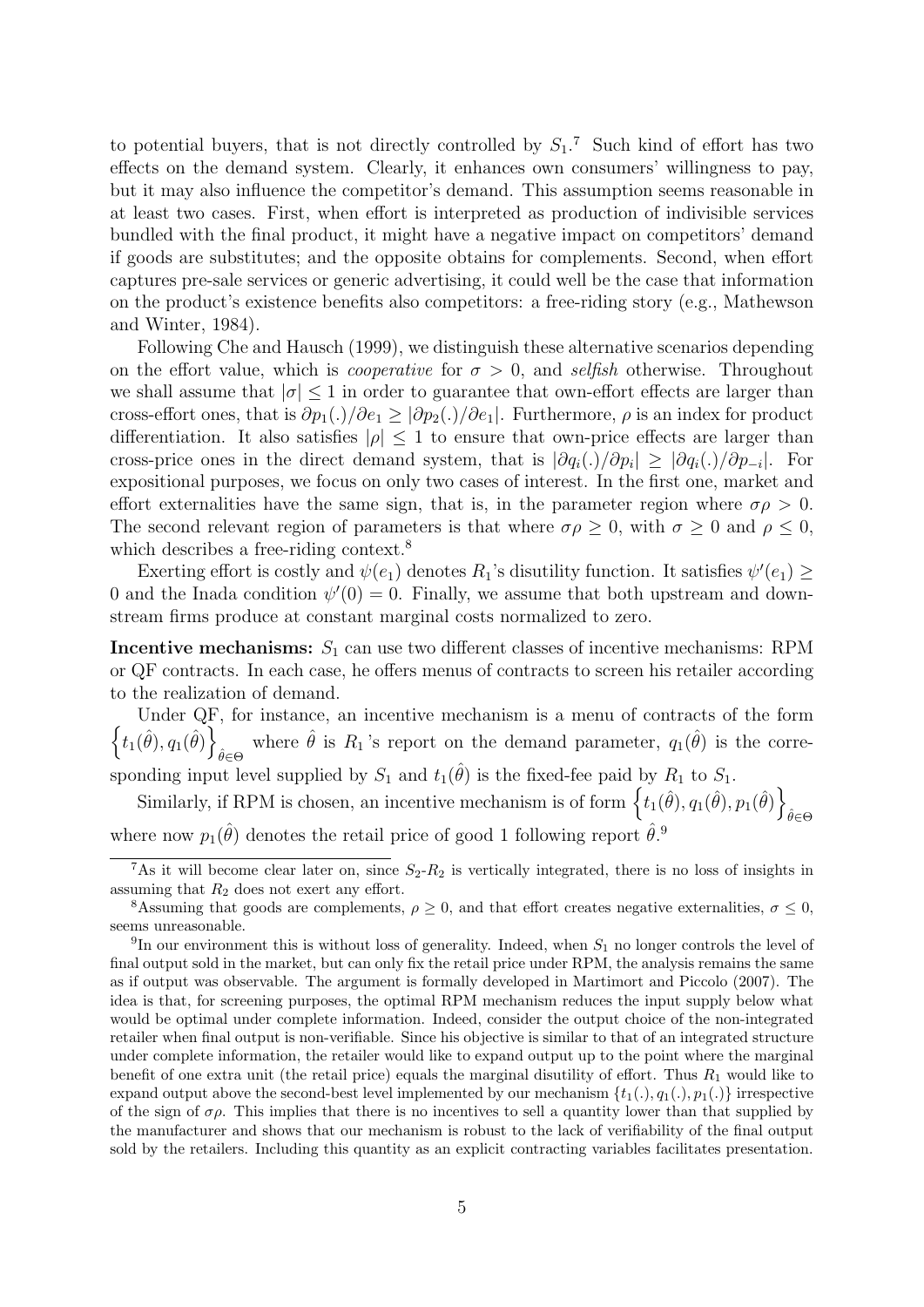to potential buyers, that is not directly controlled by $S_1$.[7] Such kind of effort has two effects on the demand system. Clearly, it enhances own consumers' willingness to pay, but it may also influence the competitor's demand. This assumption seems reasonable in at least two cases. First, when effort is interpreted as production of indivisible services bundled with the final product, it might have a negative impact on competitors' demand if goods are substitutes; and the opposite obtains for complements. Second, when effort captures pre-sale services or generic advertising, it could well be the case that information on the product's existence benefits also competitors: a free-riding story (e.g., Mathewson and Winter, 1984).

Following Che and Hausch (1999), we distinguish these alternative scenarios depending on the effort value, which is *cooperative* for $\sigma > 0$, and *selfish* otherwise. Throughout we shall assume that $|\sigma| \leq 1$ in order to guarantee that own-effort effects are larger than cross-effort ones, that is $\partial p_1(.)/\partial e_1 \geq |\partial p_2(.)/\partial e_1|$. Furthermore, $\rho$ is an index for product differentiation. It also satisfies $|\rho| \leq 1$ to ensure that own-price effects are larger than cross-price ones in the direct demand system, that is $|\partial q_i(.)/\partial p_i| \geq |\partial q_i(.)/\partial p_{-i}|$. For expositional purposes, we focus on only two cases of interest. In the first one, market and effort externalities have the same sign, that is, in the parameter region where $\sigma\rho > 0$. The second relevant region of parameters is that where $\sigma\rho \geq 0$, with $\sigma \geq 0$ and $\rho \leq 0$, which describes a free-riding context.[8]

Exerting effort is costly and $\psi(e_1)$ denotes $R_1$'s disutility function. It satisfies $\psi'(e_1) \geq 0$ and the Inada condition $\psi'(0) = 0$. Finally, we assume that both upstream and downstream firms produce at constant marginal costs normalized to zero.

**Incentive mechanisms:** $S_1$ can use two different classes of incentive mechanisms: RPM or QF contracts. In each case, he offers menus of contracts to screen his retailer according to the realization of demand.

Under QF, for instance, an incentive mechanism is a menu of contracts of the form $\left\{t_1(\hat{\theta}), q_1(\hat{\theta})\right\}_{\hat{\theta}\in\Theta}$ where $\hat{\theta}$ is $R_1$'s report on the demand parameter, $q_1(\hat{\theta})$ is the corresponding input level supplied by $S_1$ and $t_1(\hat{\theta})$ is the fixed-fee paid by $R_1$ to $S_1$.

Similarly, if RPM is chosen, an incentive mechanism is of form $\left\{t_1(\hat{\theta}), q_1(\hat{\theta}), p_1(\hat{\theta})\right\}_{\hat{\theta}\in\Theta}$ where now $p_1(\hat{\theta})$ denotes the retail price of good 1 following report $\hat{\theta}$.[9]

---

[7] As it will become clear later on, since $S_2$-$R_2$ is vertically integrated, there is no loss of insights in assuming that $R_2$ does not exert any effort.

[8] Assuming that goods are complements, $\rho \geq 0$, and that effort creates negative externalities, $\sigma \leq 0$, seems unreasonable.

[9] In our environment this is without loss of generality. Indeed, when $S_1$ no longer controls the level of final output sold in the market, but can only fix the retail price under RPM, the analysis remains the same as if output was observable. The argument is formally developed in Martimort and Piccolo (2007). The idea is that, for screening purposes, the optimal RPM mechanism reduces the input supply below what would be optimal under complete information. Indeed, consider the output choice of the non-integrated retailer when final output is non-verifiable. Since his objective is similar to that of an integrated structure under complete information, the retailer would like to expand output up to the point where the marginal benefit of one extra unit (the retail price) equals the marginal disutility of effort. Thus $R_1$ would like to expand output above the second-best level implemented by our mechanism $\{t_1(.), q_1(.), p_1(.)\}$ irrespective of the sign of $\sigma\rho$. This implies that there is no incentives to sell a quantity lower than that supplied by the manufacturer and shows that our mechanism is robust to the lack of verifiability of the final output sold by the retailers. Including this quantity as an explicit contracting variables facilitates presentation.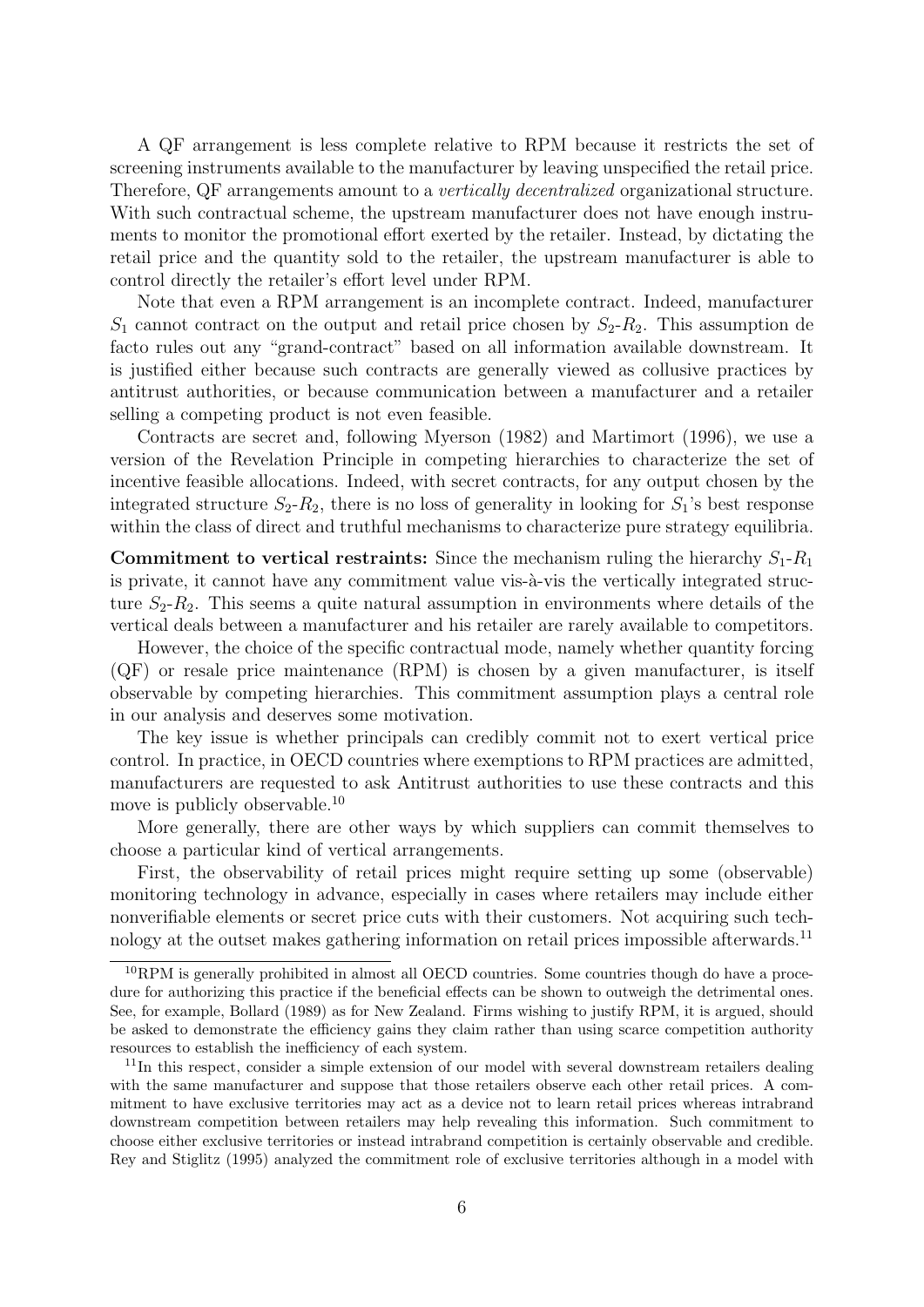A QF arrangement is less complete relative to RPM because it restricts the set of screening instruments available to the manufacturer by leaving unspecified the retail price. Therefore, QF arrangements amount to a *vertically decentralized* organizational structure. With such contractual scheme, the upstream manufacturer does not have enough instruments to monitor the promotional effort exerted by the retailer. Instead, by dictating the retail price and the quantity sold to the retailer, the upstream manufacturer is able to control directly the retailer's effort level under RPM.

Note that even a RPM arrangement is an incomplete contract. Indeed, manufacturer $S_1$ cannot contract on the output and retail price chosen by $S_2$-$R_2$. This assumption de facto rules out any "grand-contract" based on all information available downstream. It is justified either because such contracts are generally viewed as collusive practices by antitrust authorities, or because communication between a manufacturer and a retailer selling a competing product is not even feasible.

Contracts are secret and, following Myerson (1982) and Martimort (1996), we use a version of the Revelation Principle in competing hierarchies to characterize the set of incentive feasible allocations. Indeed, with secret contracts, for any output chosen by the integrated structure $S_2$-$R_2$, there is no loss of generality in looking for $S_1$'s best response within the class of direct and truthful mechanisms to characterize pure strategy equilibria.

**Commitment to vertical restraints:** Since the mechanism ruling the hierarchy $S_1$-$R_1$ is private, it cannot have any commitment value vis-à-vis the vertically integrated structure $S_2$-$R_2$. This seems a quite natural assumption in environments where details of the vertical deals between a manufacturer and his retailer are rarely available to competitors.

However, the choice of the specific contractual mode, namely whether quantity forcing (QF) or resale price maintenance (RPM) is chosen by a given manufacturer, is itself observable by competing hierarchies. This commitment assumption plays a central role in our analysis and deserves some motivation.

The key issue is whether principals can credibly commit not to exert vertical price control. In practice, in OECD countries where exemptions to RPM practices are admitted, manufacturers are requested to ask Antitrust authorities to use these contracts and this move is publicly observable.[10]

More generally, there are other ways by which suppliers can commit themselves to choose a particular kind of vertical arrangements.

First, the observability of retail prices might require setting up some (observable) monitoring technology in advance, especially in cases where retailers may include either nonverifiable elements or secret price cuts with their customers. Not acquiring such technology at the outset makes gathering information on retail prices impossible afterwards.[11]

[10] RPM is generally prohibited in almost all OECD countries. Some countries though do have a procedure for authorizing this practice if the beneficial effects can be shown to outweigh the detrimental ones. See, for example, Bollard (1989) as for New Zealand. Firms wishing to justify RPM, it is argued, should be asked to demonstrate the efficiency gains they claim rather than using scarce competition authority resources to establish the inefficiency of each system.

[11] In this respect, consider a simple extension of our model with several downstream retailers dealing with the same manufacturer and suppose that those retailers observe each other retail prices. A commitment to have exclusive territories may act as a device not to learn retail prices whereas intrabrand downstream competition between retailers may help revealing this information. Such commitment to choose either exclusive territories or instead intrabrand competition is certainly observable and credible. Rey and Stiglitz (1995) analyzed the commitment role of exclusive territories although in a model with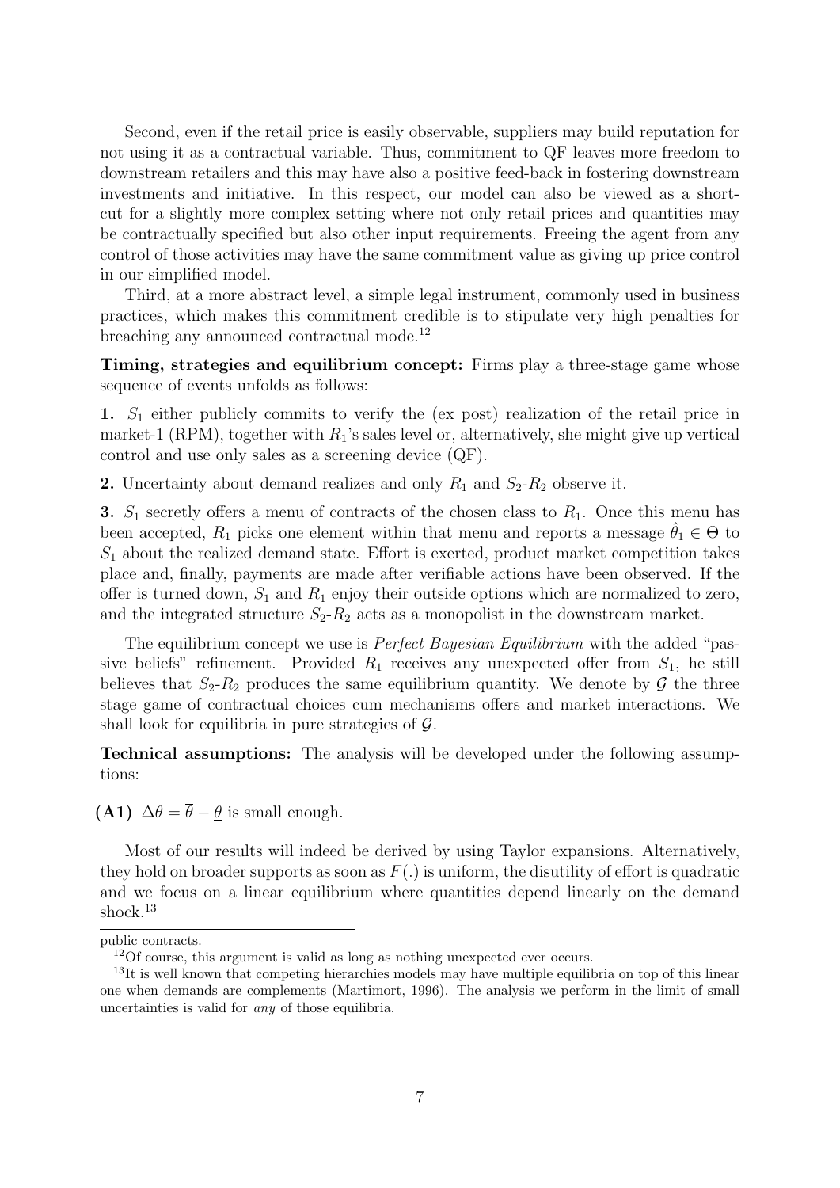Second, even if the retail price is easily observable, suppliers may build reputation for not using it as a contractual variable. Thus, commitment to QF leaves more freedom to downstream retailers and this may have also a positive feed-back in fostering downstream investments and initiative. In this respect, our model can also be viewed as a short-cut for a slightly more complex setting where not only retail prices and quantities may be contractually specified but also other input requirements. Freeing the agent from any control of those activities may have the same commitment value as giving up price control in our simplified model.

Third, at a more abstract level, a simple legal instrument, commonly used in business practices, which makes this commitment credible is to stipulate very high penalties for breaching any announced contractual mode.[12]

**Timing, strategies and equilibrium concept:** Firms play a three-stage game whose sequence of events unfolds as follows:

**1.** $S_1$ either publicly commits to verify the (ex post) realization of the retail price in market-1 (RPM), together with $R_1$'s sales level or, alternatively, she might give up vertical control and use only sales as a screening device (QF).

**2.** Uncertainty about demand realizes and only $R_1$ and $S_2$-$R_2$ observe it.

**3.** $S_1$ secretly offers a menu of contracts of the chosen class to $R_1$. Once this menu has been accepted, $R_1$ picks one element within that menu and reports a message $\hat{\theta}_1 \in \Theta$ to $S_1$ about the realized demand state. Effort is exerted, product market competition takes place and, finally, payments are made after verifiable actions have been observed. If the offer is turned down, $S_1$ and $R_1$ enjoy their outside options which are normalized to zero, and the integrated structure $S_2$-$R_2$ acts as a monopolist in the downstream market.

The equilibrium concept we use is *Perfect Bayesian Equilibrium* with the added "passive beliefs" refinement. Provided $R_1$ receives any unexpected offer from $S_1$, he still believes that $S_2$-$R_2$ produces the same equilibrium quantity. We denote by $\mathcal{G}$ the three stage game of contractual choices cum mechanisms offers and market interactions. We shall look for equilibria in pure strategies of $\mathcal{G}$.

**Technical assumptions:** The analysis will be developed under the following assumptions:

**(A1)** $\Delta\theta = \overline{\theta} - \underline{\theta}$ is small enough.

Most of our results will indeed be derived by using Taylor expansions. Alternatively, they hold on broader supports as soon as $F(.)$ is uniform, the disutility of effort is quadratic and we focus on a linear equilibrium where quantities depend linearly on the demand shock.[13]

public contracts.

[12] Of course, this argument is valid as long as nothing unexpected ever occurs.

[13] It is well known that competing hierarchies models may have multiple equilibria on top of this linear one when demands are complements (Martimort, 1996). The analysis we perform in the limit of small uncertainties is valid for *any* of those equilibria.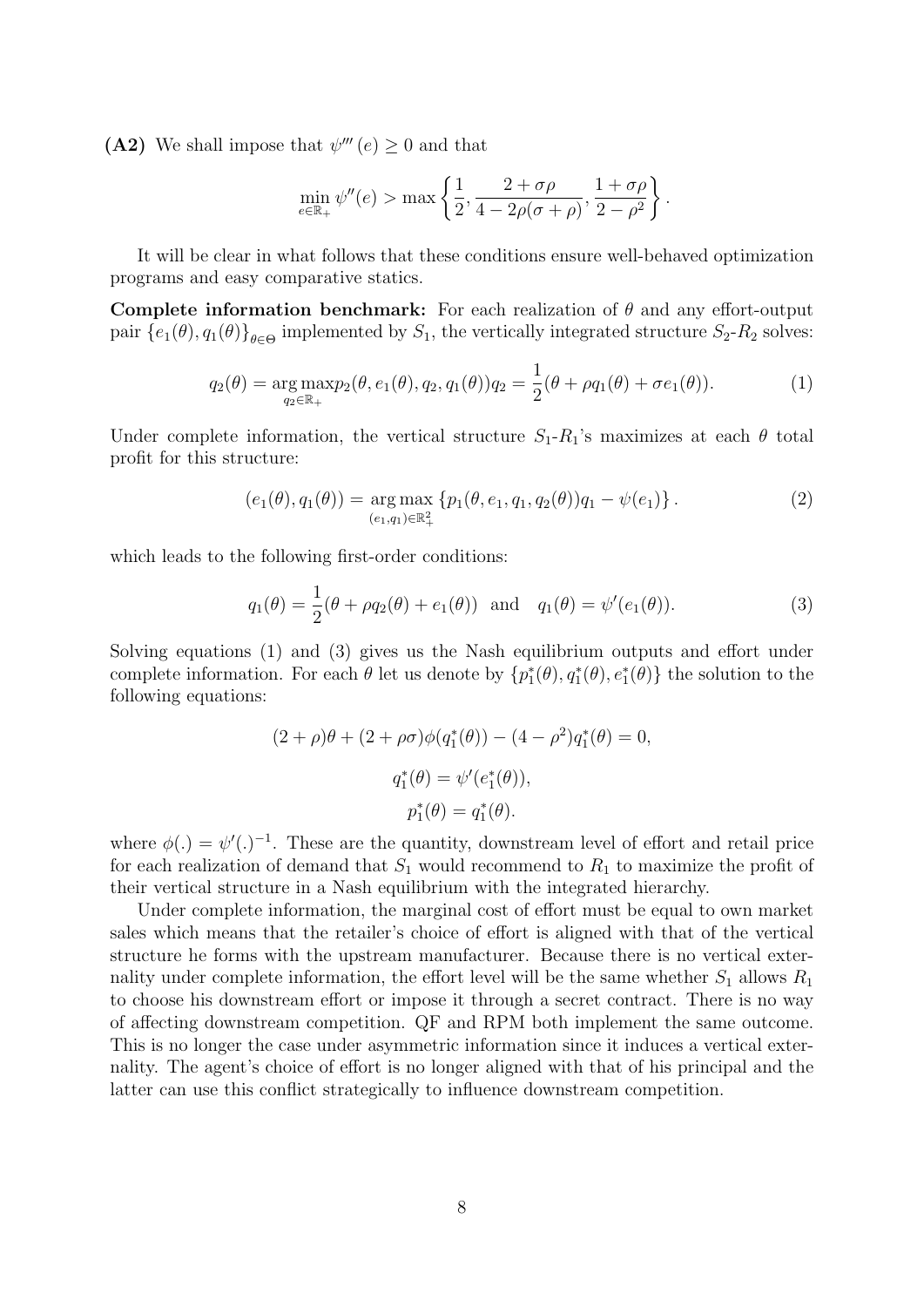**(A2)** We shall impose that $\psi'''(e) \geq 0$ and that

$$\min_{e \in \mathbb{R}_+} \psi''(e) > \max\left\{ \frac{1}{2}, \frac{2+\sigma\rho}{4-2\rho(\sigma+\rho)}, \frac{1+\sigma\rho}{2-\rho^2} \right\}.$$

It will be clear in what follows that these conditions ensure well-behaved optimization programs and easy comparative statics.

**Complete information benchmark:** For each realization of $\theta$ and any effort-output pair $\{e_1(\theta), q_1(\theta)\}_{\theta\in\Theta}$ implemented by $S_1$, the vertically integrated structure $S_2$-$R_2$ solves:

$$q_2(\theta) = \underset{q_2 \in \mathbb{R}_+}{\arg\max} p_2(\theta, e_1(\theta), q_2, q_1(\theta)) q_2 = \frac{1}{2}(\theta + \rho q_1(\theta) + \sigma e_1(\theta)). \tag{1}$$

Under complete information, the vertical structure $S_1$-$R_1$'s maximizes at each $\theta$ total profit for this structure:

$$(e_1(\theta), q_1(\theta)) = \underset{(e_1,q_1)\in\mathbb{R}_+^2}{\arg\max} \left\{ p_1(\theta, e_1, q_1, q_2(\theta)) q_1 - \psi(e_1) \right\}. \tag{2}$$

which leads to the following first-order conditions:

$$q_1(\theta) = \frac{1}{2}(\theta + \rho q_2(\theta) + e_1(\theta)) \quad \text{and} \quad q_1(\theta) = \psi'(e_1(\theta)). \tag{3}$$

Solving equations (1) and (3) gives us the Nash equilibrium outputs and effort under complete information. For each $\theta$ let us denote by $\{p_1^*(\theta), q_1^*(\theta), e_1^*(\theta)\}$ the solution to the following equations:

$$(2+\rho)\theta + (2+\rho\sigma)\phi(q_1^*(\theta)) - (4-\rho^2)q_1^*(\theta) = 0,$$

$$q_1^*(\theta) = \psi'(e_1^*(\theta)),$$

$$p_1^*(\theta) = q_1^*(\theta).$$

where $\phi(.) = \psi'(.)^{-1}$. These are the quantity, downstream level of effort and retail price for each realization of demand that $S_1$ would recommend to $R_1$ to maximize the profit of their vertical structure in a Nash equilibrium with the integrated hierarchy.

Under complete information, the marginal cost of effort must be equal to own market sales which means that the retailer's choice of effort is aligned with that of the vertical structure he forms with the upstream manufacturer. Because there is no vertical externality under complete information, the effort level will be the same whether $S_1$ allows $R_1$ to choose his downstream effort or impose it through a secret contract. There is no way of affecting downstream competition. QF and RPM both implement the same outcome. This is no longer the case under asymmetric information since it induces a vertical externality. The agent's choice of effort is no longer aligned with that of his principal and the latter can use this conflict strategically to influence downstream competition.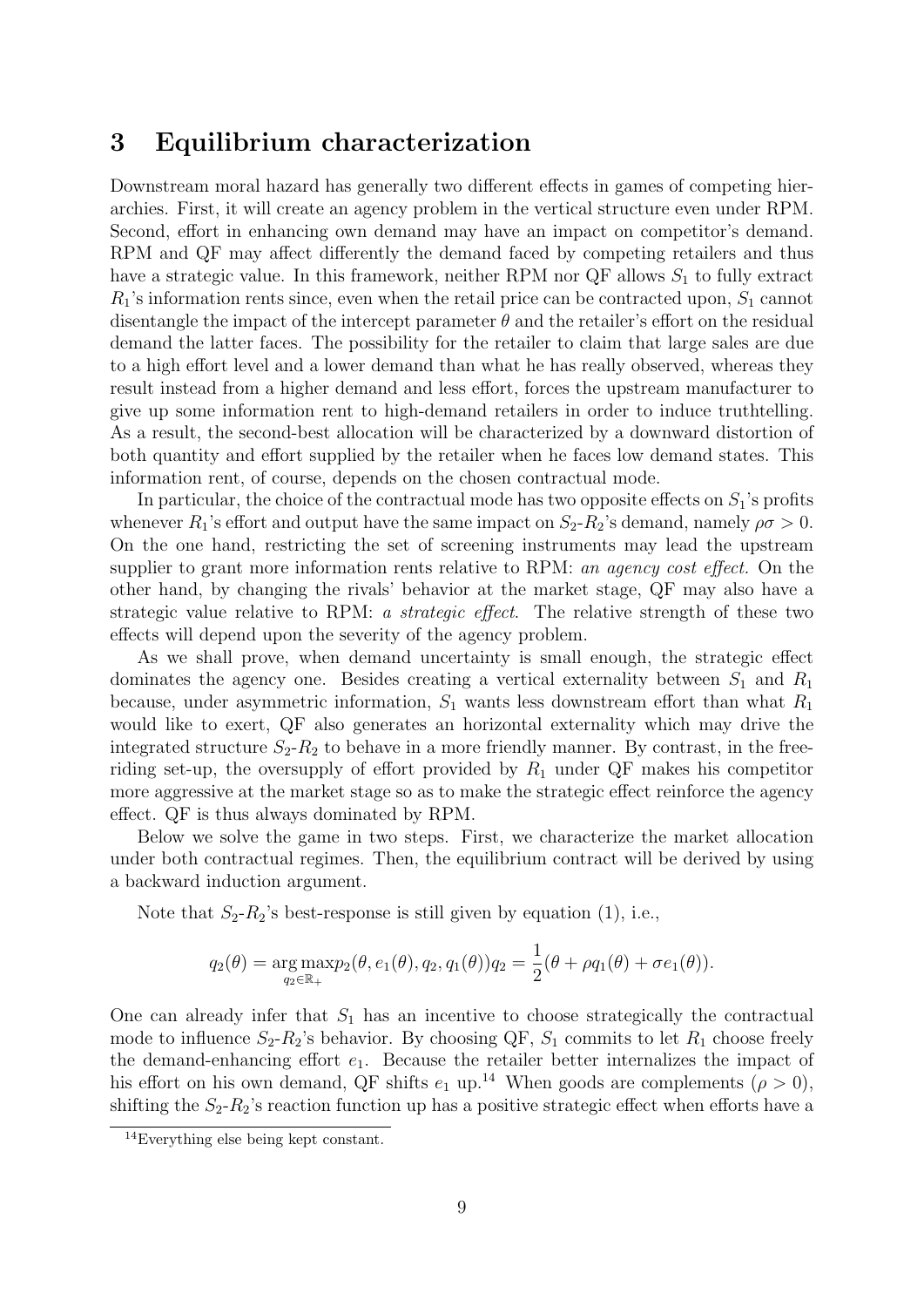# 3 Equilibrium characterization

Downstream moral hazard has generally two different effects in games of competing hierarchies. First, it will create an agency problem in the vertical structure even under RPM. Second, effort in enhancing own demand may have an impact on competitor's demand. RPM and QF may affect differently the demand faced by competing retailers and thus have a strategic value. In this framework, neither RPM nor QF allows $S_1$ to fully extract $R_1$'s information rents since, even when the retail price can be contracted upon, $S_1$ cannot disentangle the impact of the intercept parameter $\theta$ and the retailer's effort on the residual demand the latter faces. The possibility for the retailer to claim that large sales are due to a high effort level and a lower demand than what he has really observed, whereas they result instead from a higher demand and less effort, forces the upstream manufacturer to give up some information rent to high-demand retailers in order to induce truthtelling. As a result, the second-best allocation will be characterized by a downward distortion of both quantity and effort supplied by the retailer when he faces low demand states. This information rent, of course, depends on the chosen contractual mode.

In particular, the choice of the contractual mode has two opposite effects on $S_1$'s profits whenever $R_1$'s effort and output have the same impact on $S_2$-$R_2$'s demand, namely $\rho\sigma > 0$. On the one hand, restricting the set of screening instruments may lead the upstream supplier to grant more information rents relative to RPM: *an agency cost effect.* On the other hand, by changing the rivals' behavior at the market stage, QF may also have a strategic value relative to RPM: *a strategic effect*. The relative strength of these two effects will depend upon the severity of the agency problem.

As we shall prove, when demand uncertainty is small enough, the strategic effect dominates the agency one. Besides creating a vertical externality between $S_1$ and $R_1$ because, under asymmetric information, $S_1$ wants less downstream effort than what $R_1$ would like to exert, QF also generates an horizontal externality which may drive the integrated structure $S_2$-$R_2$ to behave in a more friendly manner. By contrast, in the free-riding set-up, the oversupply of effort provided by $R_1$ under QF makes his competitor more aggressive at the market stage so as to make the strategic effect reinforce the agency effect. QF is thus always dominated by RPM.

Below we solve the game in two steps. First, we characterize the market allocation under both contractual regimes. Then, the equilibrium contract will be derived by using a backward induction argument.

Note that $S_2$-$R_2$'s best-response is still given by equation (1), i.e.,

$$q_2(\theta) = \underset{q_2 \in \mathbb{R}_+}{\arg\max}\, p_2(\theta, e_1(\theta), q_2, q_1(\theta))q_2 = \frac{1}{2}(\theta + \rho q_1(\theta) + \sigma e_1(\theta)).$$

One can already infer that $S_1$ has an incentive to choose strategically the contractual mode to influence $S_2$-$R_2$'s behavior. By choosing QF, $S_1$ commits to let $R_1$ choose freely the demand-enhancing effort $e_1$. Because the retailer better internalizes the impact of his effort on his own demand, QF shifts $e_1$ up.[14] When goods are complements ($\rho > 0$), shifting the $S_2$-$R_2$'s reaction function up has a positive strategic effect when efforts have a

[14] Everything else being kept constant.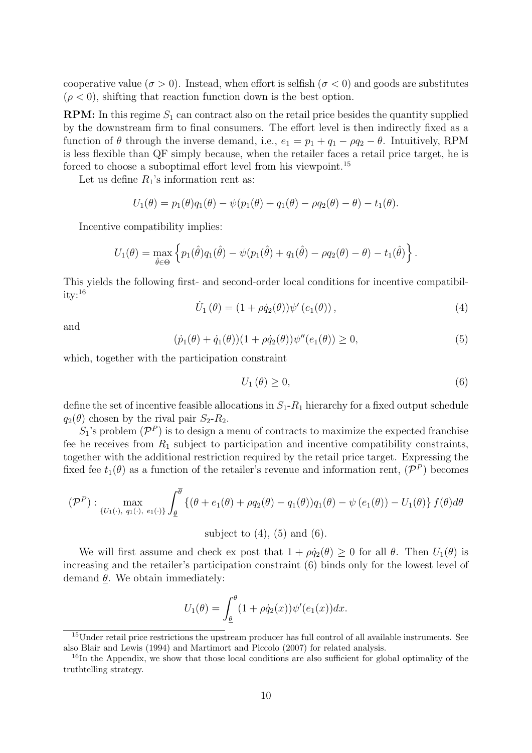cooperative value ($\sigma > 0$). Instead, when effort is selfish ($\sigma < 0$) and goods are substitutes ($\rho < 0$), shifting that reaction function down is the best option.

**RPM:** In this regime $S_1$ can contract also on the retail price besides the quantity supplied by the downstream firm to final consumers. The effort level is then indirectly fixed as a function of $\theta$ through the inverse demand, i.e., $e_1 = p_1 + q_1 - \rho q_2 - \theta$. Intuitively, RPM is less flexible than QF simply because, when the retailer faces a retail price target, he is forced to choose a suboptimal effort level from his viewpoint.[15]

Let us define $R_1$'s information rent as:

$$U_1(\theta) = p_1(\theta)q_1(\theta) - \psi(p_1(\theta) + q_1(\theta) - \rho q_2(\theta) - \theta) - t_1(\theta).$$

Incentive compatibility implies:

$$U_1(\theta) = \max_{\hat{\theta}\in\Theta} \left\{ p_1(\hat{\theta})q_1(\hat{\theta}) - \psi(p_1(\hat{\theta}) + q_1(\hat{\theta}) - \rho q_2(\theta) - \theta) - t_1(\hat{\theta}) \right\}.$$

This yields the following first- and second-order local conditions for incentive compatibility:[16]

$$\dot{U}_1(\theta) = (1 + \rho\dot{q}_2(\theta))\psi'(e_1(\theta)), \tag{4}$$

and

$$(\dot{p}_1(\theta) + \dot{q}_1(\theta))(1 + \rho\dot{q}_2(\theta))\psi''(e_1(\theta)) \geq 0, \tag{5}$$

which, together with the participation constraint

$$U_1(\theta) \geq 0, \tag{6}$$

define the set of incentive feasible allocations in $S_1$-$R_1$ hierarchy for a fixed output schedule $q_2(\theta)$ chosen by the rival pair $S_2$-$R_2$.

$S_1$'s problem $(\mathcal{P}^P)$ is to design a menu of contracts to maximize the expected franchise fee he receives from $R_1$ subject to participation and incentive compatibility constraints, together with the additional restriction required by the retail price target. Expressing the fixed fee $t_1(\theta)$ as a function of the retailer's revenue and information rent, $(\mathcal{P}^P)$ becomes

$$(\mathcal{P}^P): \max_{\{U_1(\cdot),\ q_1(\cdot),\ e_1(\cdot)\}} \int_{\underline{\theta}}^{\overline{\theta}} \left\{ (\theta + e_1(\theta) + \rho q_2(\theta) - q_1(\theta))q_1(\theta) - \psi(e_1(\theta)) - U_1(\theta) \right\} f(\theta)d\theta$$

subject to (4), (5) and (6).

We will first assume and check ex post that $1 + \rho\dot{q}_2(\theta) \geq 0$ for all $\theta$. Then $U_1(\theta)$ is increasing and the retailer's participation constraint (6) binds only for the lowest level of demand $\underline{\theta}$. We obtain immediately:

$$U_1(\theta) = \int_{\underline{\theta}}^{\theta} (1 + \rho\dot{q}_2(x))\psi'(e_1(x))dx.$$

---

[15] Under retail price restrictions the upstream producer has full control of all available instruments. See also Blair and Lewis (1994) and Martimort and Piccolo (2007) for related analysis.

[16] In the Appendix, we show that those local conditions are also sufficient for global optimality of the truthtelling strategy.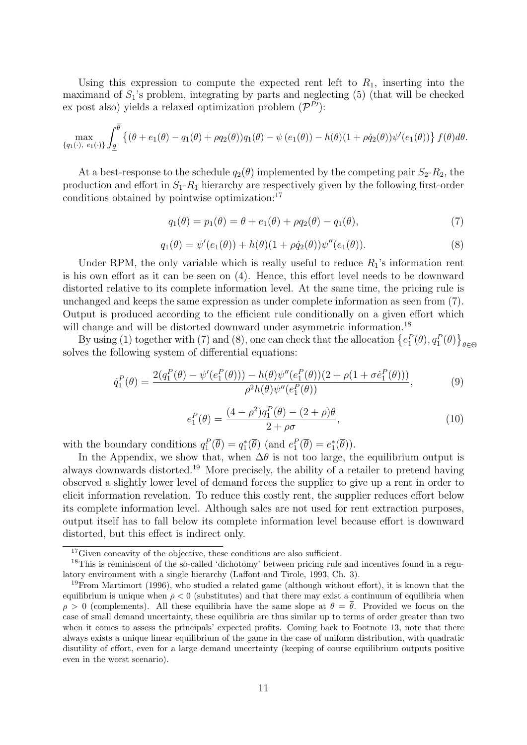Using this expression to compute the expected rent left to $R_1$, inserting into the maximand of $S_1$'s problem, integrating by parts and neglecting (5) (that will be checked ex post also) yields a relaxed optimization problem ($\mathcal{P}^{P\prime}$):

$$\max_{\{q_1(\cdot),\ e_1(\cdot)\}} \int_{\underline{\theta}}^{\overline{\theta}} \left\{ (\theta + e_1(\theta) - q_1(\theta) + \rho q_2(\theta)) q_1(\theta) - \psi\left(e_1(\theta)\right) - h(\theta)(1 + \rho \dot{q}_2(\theta))\psi'(e_1(\theta)) \right\} f(\theta) d\theta.$$

At a best-response to the schedule $q_2(\theta)$ implemented by the competing pair $S_2$-$R_2$, the production and effort in $S_1$-$R_1$ hierarchy are respectively given by the following first-order conditions obtained by pointwise optimization:[17]

$$q_1(\theta) = p_1(\theta) = \theta + e_1(\theta) + \rho q_2(\theta) - q_1(\theta), \tag{7}$$

$$q_1(\theta) = \psi'(e_1(\theta)) + h(\theta)(1 + \rho \dot{q}_2(\theta))\psi''(e_1(\theta)). \tag{8}$$

Under RPM, the only variable which is really useful to reduce $R_1$'s information rent is his own effort as it can be seen on (4). Hence, this effort level needs to be downward distorted relative to its complete information level. At the same time, the pricing rule is unchanged and keeps the same expression as under complete information as seen from (7). Output is produced according to the efficient rule conditionally on a given effort which will change and will be distorted downward under asymmetric information.[18]

By using (1) together with (7) and (8), one can check that the allocation $\left\{e_1^P(\theta), q_1^P(\theta)\right\}_{\theta \in \Theta}$ solves the following system of differential equations:

$$\dot{q}_1^P(\theta) = \frac{2(q_1^P(\theta) - \psi'(e_1^P(\theta))) - h(\theta)\psi''(e_1^P(\theta))(2 + \rho(1 + \sigma \dot{e}_1^P(\theta)))}{\rho^2 h(\theta)\psi''(e_1^P(\theta))}, \tag{9}$$

$$e_1^P(\theta) = \frac{(4 - \rho^2) q_1^P(\theta) - (2 + \rho)\theta}{2 + \rho\sigma}, \tag{10}$$

with the boundary conditions $q_1^P(\overline{\theta}) = q_1^*(\overline{\theta})$ (and $e_1^P(\overline{\theta}) = e_1^*(\overline{\theta})$).

In the Appendix, we show that, when $\Delta\theta$ is not too large, the equilibrium output is always downwards distorted.[19] More precisely, the ability of a retailer to pretend having observed a slightly lower level of demand forces the supplier to give up a rent in order to elicit information revelation. To reduce this costly rent, the supplier reduces effort below its complete information level. Although sales are not used for rent extraction purposes, output itself has to fall below its complete information level because effort is downward distorted, but this effect is indirect only.

---

[17] Given concavity of the objective, these conditions are also sufficient.

[18] This is reminiscent of the so-called 'dichotomy' between pricing rule and incentives found in a regulatory environment with a single hierarchy (Laffont and Tirole, 1993, Ch. 3).

[19] From Martimort (1996), who studied a related game (although without effort), it is known that the equilibrium is unique when $\rho < 0$ (substitutes) and that there may exist a continuum of equilibria when $\rho > 0$ (complements). All these equilibria have the same slope at $\theta = \overline{\theta}$. Provided we focus on the case of small demand uncertainty, these equilibria are thus similar up to terms of order greater than two when it comes to assess the principals' expected profits. Coming back to Footnote 13, note that there always exists a unique linear equilibrium of the game in the case of uniform distribution, with quadratic disutility of effort, even for a large demand uncertainty (keeping of course equilibrium outputs positive even in the worst scenario).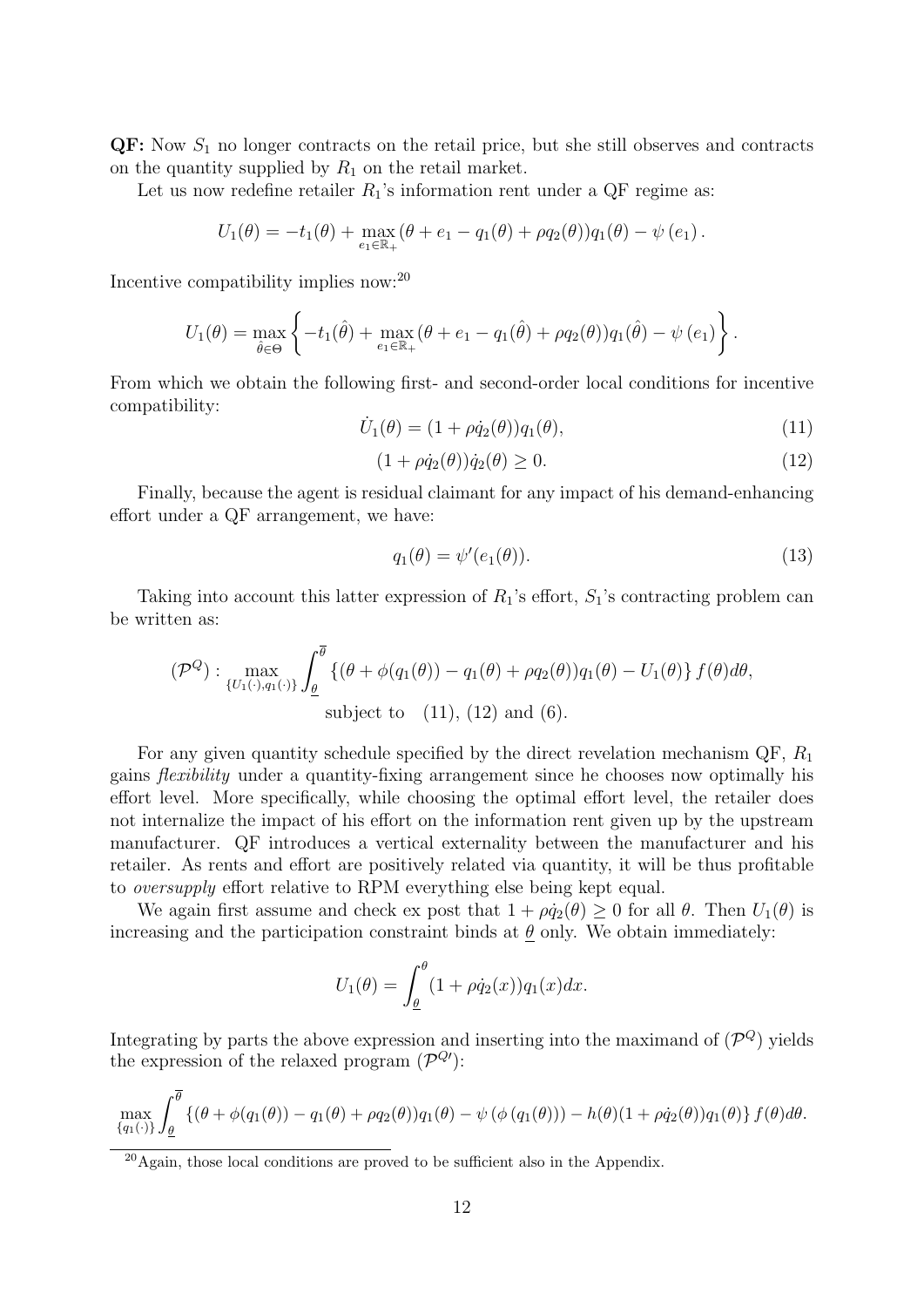**QF:** Now $S_1$ no longer contracts on the retail price, but she still observes and contracts on the quantity supplied by $R_1$ on the retail market.

Let us now redefine retailer $R_1$'s information rent under a QF regime as:

$$U_1(\theta) = -t_1(\theta) + \max_{e_1 \in \mathbb{R}_+} (\theta + e_1 - q_1(\theta) + \rho q_2(\theta)) q_1(\theta) - \psi(e_1).$$

Incentive compatibility implies now:[20]

$$U_1(\theta) = \max_{\hat{\theta} \in \Theta} \left\{ -t_1(\hat{\theta}) + \max_{e_1 \in \mathbb{R}_+} (\theta + e_1 - q_1(\hat{\theta}) + \rho q_2(\theta)) q_1(\hat{\theta}) - \psi(e_1) \right\}.$$

From which we obtain the following first- and second-order local conditions for incentive compatibility:

$$\dot{U}_1(\theta) = (1 + \rho \dot{q}_2(\theta)) q_1(\theta), \tag{11}$$

$$(1 + \rho \dot{q}_2(\theta)) \dot{q}_2(\theta) \geq 0. \tag{12}$$

Finally, because the agent is residual claimant for any impact of his demand-enhancing effort under a QF arrangement, we have:

$$q_1(\theta) = \psi'(e_1(\theta)). \tag{13}$$

Taking into account this latter expression of $R_1$'s effort, $S_1$'s contracting problem can be written as:

$$(\mathcal{P}^Q): \max_{\{U_1(\cdot), q_1(\cdot)\}} \int_{\underline{\theta}}^{\overline{\theta}} \left\{ (\theta + \phi(q_1(\theta)) - q_1(\theta) + \rho q_2(\theta)) q_1(\theta) - U_1(\theta) \right\} f(\theta) d\theta,$$
$$\text{subject to} \quad (11),\ (12) \text{ and } (6).$$

For any given quantity schedule specified by the direct revelation mechanism QF, $R_1$ gains *flexibility* under a quantity-fixing arrangement since he chooses now optimally his effort level. More specifically, while choosing the optimal effort level, the retailer does not internalize the impact of his effort on the information rent given up by the upstream manufacturer. QF introduces a vertical externality between the manufacturer and his retailer. As rents and effort are positively related via quantity, it will be thus profitable to *oversupply* effort relative to RPM everything else being kept equal.

We again first assume and check ex post that $1 + \rho \dot{q}_2(\theta) \geq 0$ for all $\theta$. Then $U_1(\theta)$ is increasing and the participation constraint binds at $\underline{\theta}$ only. We obtain immediately:

$$U_1(\theta) = \int_{\underline{\theta}}^{\theta} (1 + \rho \dot{q}_2(x)) q_1(x) dx.$$

Integrating by parts the above expression and inserting into the maximand of $(\mathcal{P}^Q)$ yields the expression of the relaxed program $(\mathcal{P}^{Q\prime})$:

$$\max_{\{q_1(\cdot)\}} \int_{\underline{\theta}}^{\overline{\theta}} \left\{ (\theta + \phi(q_1(\theta)) - q_1(\theta) + \rho q_2(\theta)) q_1(\theta) - \psi(\phi(q_1(\theta))) - h(\theta)(1 + \rho \dot{q}_2(\theta)) q_1(\theta) \right\} f(\theta) d\theta.$$

[20] Again, those local conditions are proved to be sufficient also in the Appendix.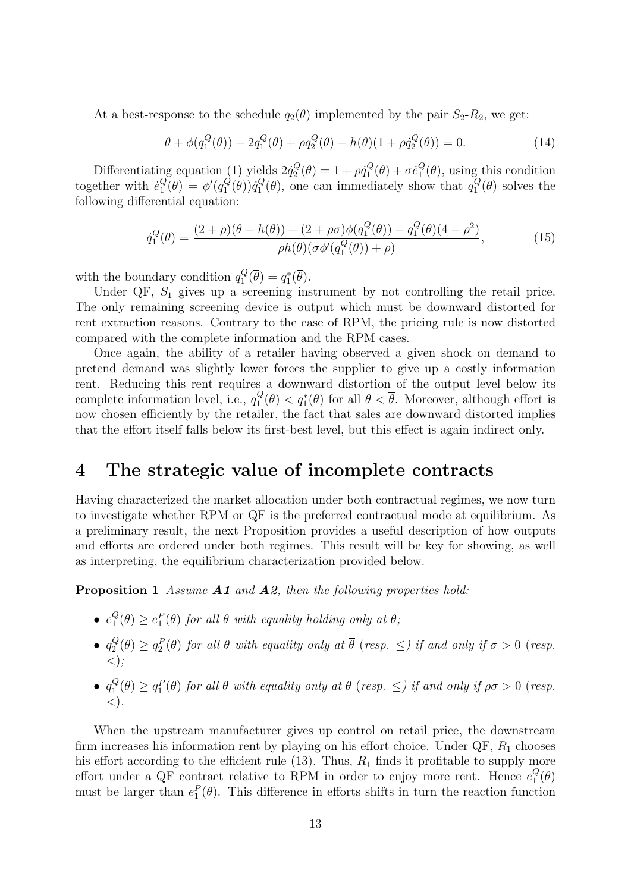At a best-response to the schedule $q_2(\theta)$ implemented by the pair $S_2$-$R_2$, we get:

$$\theta + \phi(q_1^Q(\theta)) - 2q_1^Q(\theta) + \rho q_2^Q(\theta) - h(\theta)(1 + \rho \dot{q}_2^Q(\theta)) = 0. \tag{14}$$

Differentiating equation (1) yields $2\dot{q}_2^Q(\theta) = 1 + \rho \dot{q}_1^Q(\theta) + \sigma \dot{e}_1^Q(\theta)$, using this condition together with $\dot{e}_1^Q(\theta) = \phi'(q_1^Q(\theta))\dot{q}_1^Q(\theta)$, one can immediately show that $q_1^Q(\theta)$ solves the following differential equation:

$$\dot{q}_1^Q(\theta) = \frac{(2+\rho)(\theta - h(\theta)) + (2+\rho\sigma)\phi(q_1^Q(\theta)) - q_1^Q(\theta)(4-\rho^2)}{\rho h(\theta)(\sigma\phi'(q_1^Q(\theta)) + \rho)}, \tag{15}$$

with the boundary condition $q_1^Q(\overline{\theta}) = q_1^*(\overline{\theta})$.

Under QF, $S_1$ gives up a screening instrument by not controlling the retail price. The only remaining screening device is output which must be downward distorted for rent extraction reasons. Contrary to the case of RPM, the pricing rule is now distorted compared with the complete information and the RPM cases.

Once again, the ability of a retailer having observed a given shock on demand to pretend demand was slightly lower forces the supplier to give up a costly information rent. Reducing this rent requires a downward distortion of the output level below its complete information level, i.e., $q_1^Q(\theta) < q_1^*(\theta)$ for all $\theta < \overline{\theta}$. Moreover, although effort is now chosen efficiently by the retailer, the fact that sales are downward distorted implies that the effort itself falls below its first-best level, but this effect is again indirect only.

# 4 The strategic value of incomplete contracts

Having characterized the market allocation under both contractual regimes, we now turn to investigate whether RPM or QF is the preferred contractual mode at equilibrium. As a preliminary result, the next Proposition provides a useful description of how outputs and efforts are ordered under both regimes. This result will be key for showing, as well as interpreting, the equilibrium characterization provided below.

**Proposition 1** *Assume **A1** and **A2**, then the following properties hold:*

- $e_1^Q(\theta) \geq e_1^P(\theta)$ *for all* $\theta$ *with equality holding only at* $\overline{\theta}$*;*
- $q_2^Q(\theta) \geq q_2^P(\theta)$ *for all* $\theta$ *with equality only at* $\overline{\theta}$ *(resp.* $\leq$*) if and only if* $\sigma > 0$ *(resp.* $<$*);*
- $q_1^Q(\theta) \geq q_1^P(\theta)$ *for all* $\theta$ *with equality only at* $\overline{\theta}$ *(resp.* $\leq$*) if and only if* $\rho\sigma > 0$ *(resp.* $<$*).*

When the upstream manufacturer gives up control on retail price, the downstream firm increases his information rent by playing on his effort choice. Under QF, $R_1$ chooses his effort according to the efficient rule (13). Thus, $R_1$ finds it profitable to supply more effort under a QF contract relative to RPM in order to enjoy more rent. Hence $e_1^Q(\theta)$ must be larger than $e_1^P(\theta)$. This difference in efforts shifts in turn the reaction function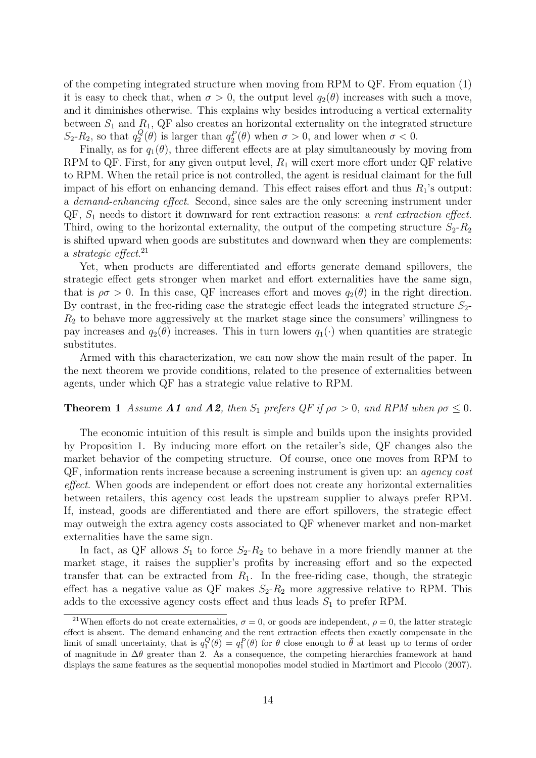of the competing integrated structure when moving from RPM to QF. From equation (1) it is easy to check that, when $\sigma > 0$, the output level $q_2(\theta)$ increases with such a move, and it diminishes otherwise. This explains why besides introducing a vertical externality between $S_1$ and $R_1$, QF also creates an horizontal externality on the integrated structure $S_2$-$R_2$, so that $q_2^Q(\theta)$ is larger than $q_2^P(\theta)$ when $\sigma > 0$, and lower when $\sigma < 0$.

Finally, as for $q_1(\theta)$, three different effects are at play simultaneously by moving from RPM to QF. First, for any given output level, $R_1$ will exert more effort under QF relative to RPM. When the retail price is not controlled, the agent is residual claimant for the full impact of his effort on enhancing demand. This effect raises effort and thus $R_1$'s output: a *demand-enhancing effect*. Second, since sales are the only screening instrument under QF, $S_1$ needs to distort it downward for rent extraction reasons: a *rent extraction effect*. Third, owing to the horizontal externality, the output of the competing structure $S_2$-$R_2$ is shifted upward when goods are substitutes and downward when they are complements: a *strategic effect*.[21]

Yet, when products are differentiated and efforts generate demand spillovers, the strategic effect gets stronger when market and effort externalities have the same sign, that is $\rho\sigma > 0$. In this case, QF increases effort and moves $q_2(\theta)$ in the right direction. By contrast, in the free-riding case the strategic effect leads the integrated structure $S_2$-$R_2$ to behave more aggressively at the market stage since the consumers' willingness to pay increases and $q_2(\theta)$ increases. This in turn lowers $q_1(\cdot)$ when quantities are strategic substitutes.

Armed with this characterization, we can now show the main result of the paper. In the next theorem we provide conditions, related to the presence of externalities between agents, under which QF has a strategic value relative to RPM.

**Theorem 1** *Assume **A1** and **A2**, then $S_1$ prefers QF if $\rho\sigma > 0$, and RPM when $\rho\sigma \leq 0$.*

The economic intuition of this result is simple and builds upon the insights provided by Proposition 1. By inducing more effort on the retailer's side, QF changes also the market behavior of the competing structure. Of course, once one moves from RPM to QF, information rents increase because a screening instrument is given up: an *agency cost effect*. When goods are independent or effort does not create any horizontal externalities between retailers, this agency cost leads the upstream supplier to always prefer RPM. If, instead, goods are differentiated and there are effort spillovers, the strategic effect may outweigh the extra agency costs associated to QF whenever market and non-market externalities have the same sign.

In fact, as QF allows $S_1$ to force $S_2$-$R_2$ to behave in a more friendly manner at the market stage, it raises the supplier's profits by increasing effort and so the expected transfer that can be extracted from $R_1$. In the free-riding case, though, the strategic effect has a negative value as QF makes $S_2$-$R_2$ more aggressive relative to RPM. This adds to the excessive agency costs effect and thus leads $S_1$ to prefer RPM.

[21] When efforts do not create externalities, $\sigma = 0$, or goods are independent, $\rho = 0$, the latter strategic effect is absent. The demand enhancing and the rent extraction effects then exactly compensate in the limit of small uncertainty, that is $q_1^Q(\theta) = q_1^P(\theta)$ for $\theta$ close enough to $\bar{\theta}$ at least up to terms of order of magnitude in $\Delta\theta$ greater than 2. As a consequence, the competing hierarchies framework at hand displays the same features as the sequential monopolies model studied in Martimort and Piccolo (2007).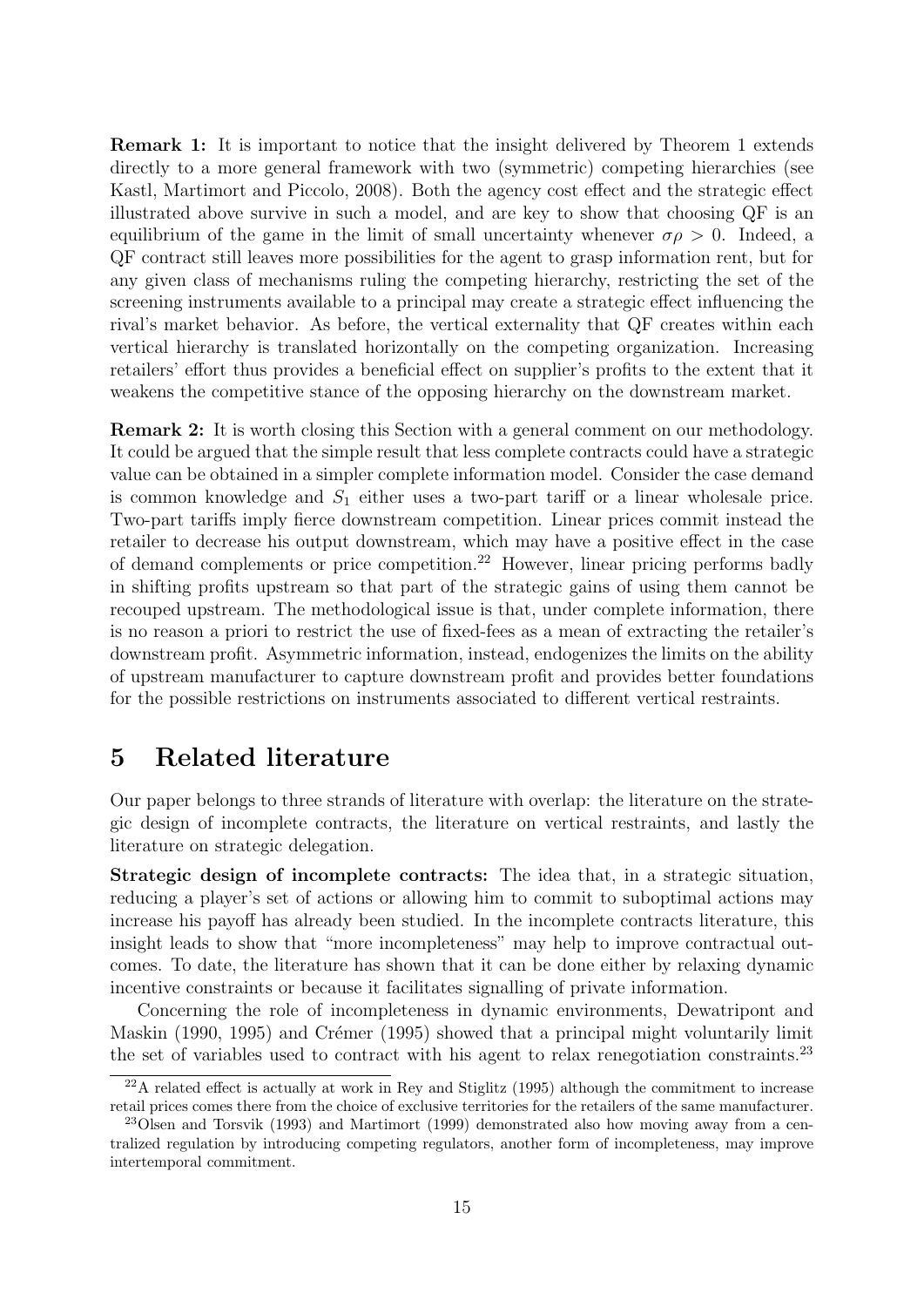**Remark 1:** It is important to notice that the insight delivered by Theorem 1 extends directly to a more general framework with two (symmetric) competing hierarchies (see Kastl, Martimort and Piccolo, 2008). Both the agency cost effect and the strategic effect illustrated above survive in such a model, and are key to show that choosing QF is an equilibrium of the game in the limit of small uncertainty whenever $\sigma\rho > 0$. Indeed, a QF contract still leaves more possibilities for the agent to grasp information rent, but for any given class of mechanisms ruling the competing hierarchy, restricting the set of the screening instruments available to a principal may create a strategic effect influencing the rival's market behavior. As before, the vertical externality that QF creates within each vertical hierarchy is translated horizontally on the competing organization. Increasing retailers' effort thus provides a beneficial effect on supplier's profits to the extent that it weakens the competitive stance of the opposing hierarchy on the downstream market.

**Remark 2:** It is worth closing this Section with a general comment on our methodology. It could be argued that the simple result that less complete contracts could have a strategic value can be obtained in a simpler complete information model. Consider the case demand is common knowledge and $S_1$ either uses a two-part tariff or a linear wholesale price. Two-part tariffs imply fierce downstream competition. Linear prices commit instead the retailer to decrease his output downstream, which may have a positive effect in the case of demand complements or price competition.[22] However, linear pricing performs badly in shifting profits upstream so that part of the strategic gains of using them cannot be recouped upstream. The methodological issue is that, under complete information, there is no reason a priori to restrict the use of fixed-fees as a mean of extracting the retailer's downstream profit. Asymmetric information, instead, endogenizes the limits on the ability of upstream manufacturer to capture downstream profit and provides better foundations for the possible restrictions on instruments associated to different vertical restraints.

# 5 Related literature

Our paper belongs to three strands of literature with overlap: the literature on the strategic design of incomplete contracts, the literature on vertical restraints, and lastly the literature on strategic delegation.

**Strategic design of incomplete contracts:** The idea that, in a strategic situation, reducing a player's set of actions or allowing him to commit to suboptimal actions may increase his payoff has already been studied. In the incomplete contracts literature, this insight leads to show that "more incompleteness" may help to improve contractual outcomes. To date, the literature has shown that it can be done either by relaxing dynamic incentive constraints or because it facilitates signalling of private information.

Concerning the role of incompleteness in dynamic environments, Dewatripont and Maskin (1990, 1995) and Crémer (1995) showed that a principal might voluntarily limit the set of variables used to contract with his agent to relax renegotiation constraints.[23]

[22] A related effect is actually at work in Rey and Stiglitz (1995) although the commitment to increase retail prices comes there from the choice of exclusive territories for the retailers of the same manufacturer.

[23] Olsen and Torsvik (1993) and Martimort (1999) demonstrated also how moving away from a centralized regulation by introducing competing regulators, another form of incompleteness, may improve intertemporal commitment.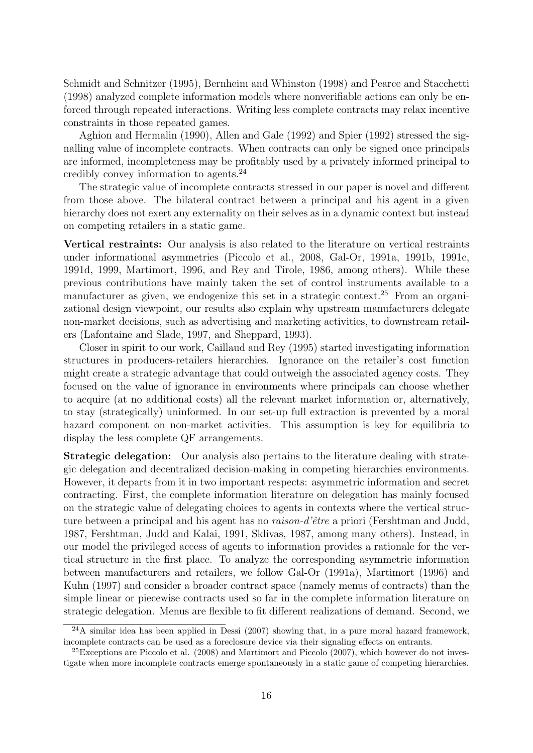Schmidt and Schnitzer (1995), Bernheim and Whinston (1998) and Pearce and Stacchetti (1998) analyzed complete information models where nonverifiable actions can only be enforced through repeated interactions. Writing less complete contracts may relax incentive constraints in those repeated games.

Aghion and Hermalin (1990), Allen and Gale (1992) and Spier (1992) stressed the signalling value of incomplete contracts. When contracts can only be signed once principals are informed, incompleteness may be profitably used by a privately informed principal to credibly convey information to agents.[24]

The strategic value of incomplete contracts stressed in our paper is novel and different from those above. The bilateral contract between a principal and his agent in a given hierarchy does not exert any externality on their selves as in a dynamic context but instead on competing retailers in a static game.

**Vertical restraints:** Our analysis is also related to the literature on vertical restraints under informational asymmetries (Piccolo et al., 2008, Gal-Or, 1991a, 1991b, 1991c, 1991d, 1999, Martimort, 1996, and Rey and Tirole, 1986, among others). While these previous contributions have mainly taken the set of control instruments available to a manufacturer as given, we endogenize this set in a strategic context.[25] From an organizational design viewpoint, our results also explain why upstream manufacturers delegate non-market decisions, such as advertising and marketing activities, to downstream retailers (Lafontaine and Slade, 1997, and Sheppard, 1993).

Closer in spirit to our work, Caillaud and Rey (1995) started investigating information structures in producers-retailers hierarchies. Ignorance on the retailer's cost function might create a strategic advantage that could outweigh the associated agency costs. They focused on the value of ignorance in environments where principals can choose whether to acquire (at no additional costs) all the relevant market information or, alternatively, to stay (strategically) uninformed. In our set-up full extraction is prevented by a moral hazard component on non-market activities. This assumption is key for equilibria to display the less complete QF arrangements.

**Strategic delegation:** Our analysis also pertains to the literature dealing with strategic delegation and decentralized decision-making in competing hierarchies environments. However, it departs from it in two important respects: asymmetric information and secret contracting. First, the complete information literature on delegation has mainly focused on the strategic value of delegating choices to agents in contexts where the vertical structure between a principal and his agent has no *raison-d'être* a priori (Fershtman and Judd, 1987, Fershtman, Judd and Kalai, 1991, Sklivas, 1987, among many others). Instead, in our model the privileged access of agents to information provides a rationale for the vertical structure in the first place. To analyze the corresponding asymmetric information between manufacturers and retailers, we follow Gal-Or (1991a), Martimort (1996) and Kuhn (1997) and consider a broader contract space (namely menus of contracts) than the simple linear or piecewise contracts used so far in the complete information literature on strategic delegation. Menus are flexible to fit different realizations of demand. Second, we

[24] A similar idea has been applied in Dessi (2007) showing that, in a pure moral hazard framework, incomplete contracts can be used as a foreclosure device via their signaling effects on entrants.

[25] Exceptions are Piccolo et al. (2008) and Martimort and Piccolo (2007), which however do not investigate when more incomplete contracts emerge spontaneously in a static game of competing hierarchies.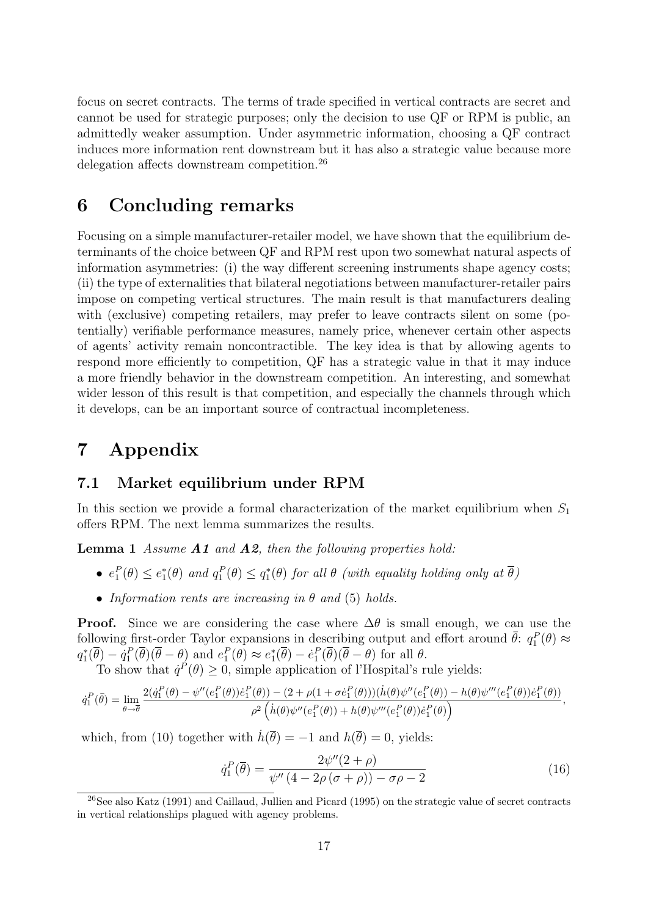focus on secret contracts. The terms of trade specified in vertical contracts are secret and cannot be used for strategic purposes; only the decision to use QF or RPM is public, an admittedly weaker assumption. Under asymmetric information, choosing a QF contract induces more information rent downstream but it has also a strategic value because more delegation affects downstream competition.[26]

# 6 Concluding remarks

Focusing on a simple manufacturer-retailer model, we have shown that the equilibrium determinants of the choice between QF and RPM rest upon two somewhat natural aspects of information asymmetries: (i) the way different screening instruments shape agency costs; (ii) the type of externalities that bilateral negotiations between manufacturer-retailer pairs impose on competing vertical structures. The main result is that manufacturers dealing with (exclusive) competing retailers, may prefer to leave contracts silent on some (potentially) verifiable performance measures, namely price, whenever certain other aspects of agents' activity remain noncontractible. The key idea is that by allowing agents to respond more efficiently to competition, QF has a strategic value in that it may induce a more friendly behavior in the downstream competition. An interesting, and somewhat wider lesson of this result is that competition, and especially the channels through which it develops, can be an important source of contractual incompleteness.

# 7 Appendix

## 7.1 Market equilibrium under RPM

In this section we provide a formal characterization of the market equilibrium when $S_1$ offers RPM. The next lemma summarizes the results.

**Lemma 1** *Assume **A1** and **A2**, then the following properties hold:*

- $e_1^P(\theta) \leq e_1^*(\theta)$ *and* $q_1^P(\theta) \leq q_1^*(\theta)$ *for all* $\theta$ *(with equality holding only at* $\overline{\theta}$*)*
- *Information rents are increasing in* $\theta$ *and* (5) *holds.*

**Proof.** Since we are considering the case where $\Delta\theta$ is small enough, we can use the following first-order Taylor expansions in describing output and effort around $\bar{\theta}$: $q_1^P(\theta) \approx q_1^*(\overline{\theta}) - \dot{q}_1^P(\overline{\theta})(\overline{\theta} - \theta)$ and $e_1^P(\theta) \approx e_1^*(\overline{\theta}) - \dot{e}_1^P(\overline{\theta})(\overline{\theta} - \theta)$ for all $\theta$.

To show that $\dot{q}^P(\theta) \geq 0$, simple application of l'Hospital's rule yields:

$$\dot{q}_1^P(\bar{\theta}) = \lim_{\theta \to \overline{\theta}} \frac{2(\dot{q}_1^P(\theta) - \psi''(e_1^P(\theta))\dot{e}_1^P(\theta)) - (2 + \rho(1 + \sigma\dot{e}_1^P(\theta)))(\dot{h}(\theta)\psi''(e_1^P(\theta)) - h(\theta)\psi'''(e_1^P(\theta))\dot{e}_1^P(\theta))}{\rho^2\left(\dot{h}(\theta)\psi''(e_1^P(\theta)) + h(\theta)\psi'''(e_1^P(\theta))\dot{e}_1^P(\theta)\right)},$$

which, from (10) together with $\dot{h}(\overline{\theta}) = -1$ and $h(\overline{\theta}) = 0$, yields:

$$\dot{q}_1^P(\overline{\theta}) = \frac{2\psi''(2+\rho)}{\psi''\left(4 - 2\rho\left(\sigma + \rho\right)\right) - \sigma\rho - 2} \tag{16}$$

[26] See also Katz (1991) and Caillaud, Jullien and Picard (1995) on the strategic value of secret contracts in vertical relationships plagued with agency problems.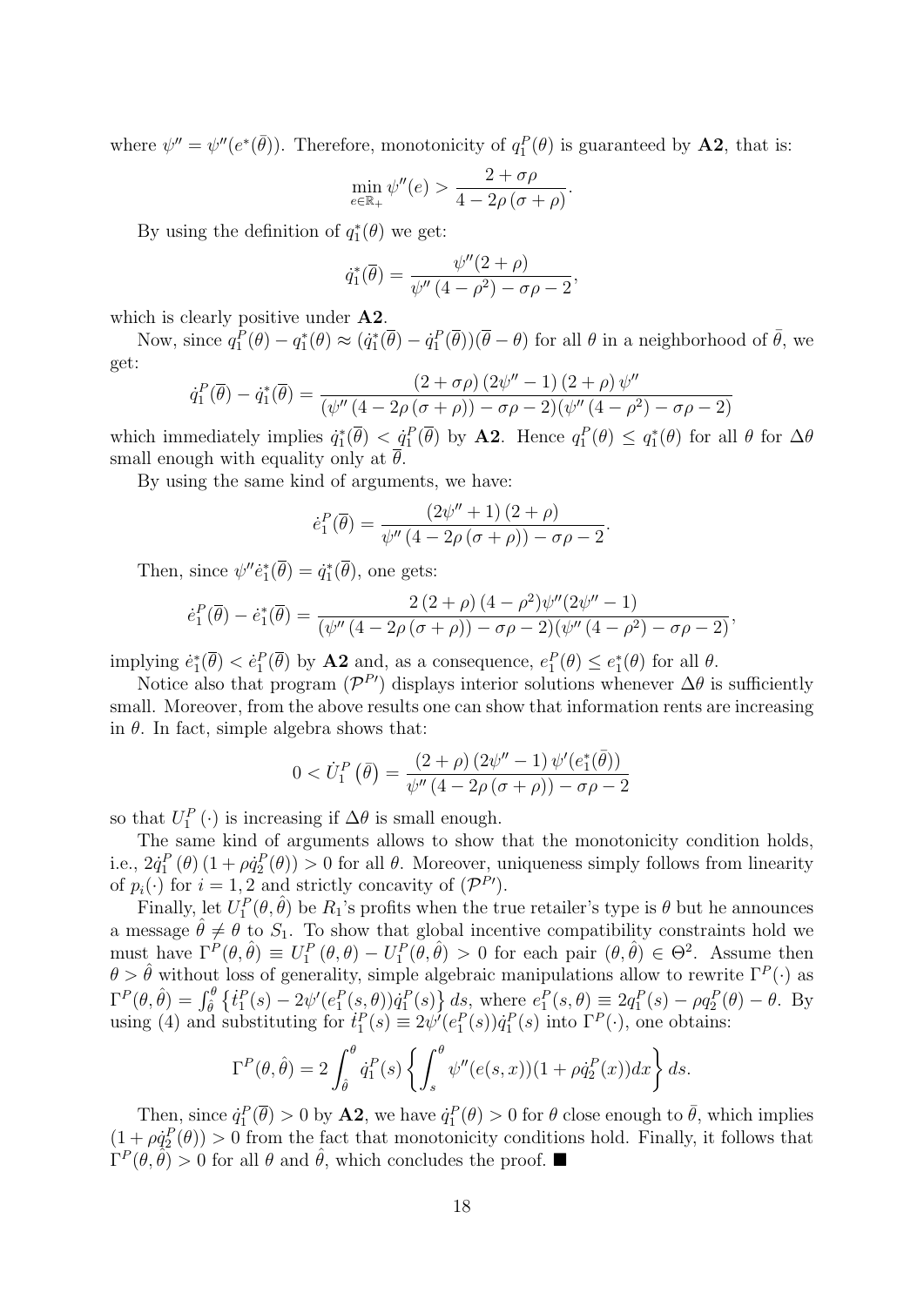where $\psi'' = \psi''(e^*(\bar{\theta}))$. Therefore, monotonicity of $q_1^P(\theta)$ is guaranteed by **A2**, that is:

$$\min_{e \in \mathbb{R}_+} \psi''(e) > \frac{2 + \sigma\rho}{4 - 2\rho(\sigma + \rho)}.$$

By using the definition of $q_1^*(\theta)$ we get:

$$\dot{q}_1^*(\overline{\theta}) = \frac{\psi''(2 + \rho)}{\psi''(4 - \rho^2) - \sigma\rho - 2},$$

which is clearly positive under **A2**.

Now, since $q_1^P(\theta) - q_1^*(\theta) \approx (\dot{q}_1^*(\overline{\theta}) - \dot{q}_1^P(\overline{\theta}))(\overline{\theta} - \theta)$ for all $\theta$ in a neighborhood of $\bar{\theta}$, we get:

$$\dot{q}_1^P(\overline{\theta}) - \dot{q}_1^*(\overline{\theta}) = \frac{(2 + \sigma\rho)(2\psi'' - 1)(2 + \rho)\psi''}{(\psi''(4 - 2\rho(\sigma + \rho)) - \sigma\rho - 2)(\psi''(4 - \rho^2) - \sigma\rho - 2)}$$

which immediately implies $\dot{q}_1^*(\overline{\theta}) < \dot{q}_1^P(\overline{\theta})$ by **A2**. Hence $q_1^P(\theta) \leq q_1^*(\theta)$ for all $\theta$ for $\Delta\theta$ small enough with equality only at $\overline{\theta}$.

By using the same kind of arguments, we have:

$$\dot{e}_1^P(\overline{\theta}) = \frac{(2\psi'' + 1)(2 + \rho)}{\psi''(4 - 2\rho(\sigma + \rho)) - \sigma\rho - 2}.$$

Then, since $\psi''\dot{e}_1^*(\overline{\theta}) = \dot{q}_1^*(\overline{\theta})$, one gets:

$$\dot{e}_1^P(\overline{\theta}) - \dot{e}_1^*(\overline{\theta}) = \frac{2(2 + \rho)(4 - \rho^2)\psi''(2\psi'' - 1)}{(\psi''(4 - 2\rho(\sigma + \rho)) - \sigma\rho - 2)(\psi''(4 - \rho^2) - \sigma\rho - 2)},$$

implying $\dot{e}_1^*(\overline{\theta}) < \dot{e}_1^P(\overline{\theta})$ by **A2** and, as a consequence, $e_1^P(\theta) \leq e_1^*(\theta)$ for all $\theta$.

Notice also that program $(\mathcal{P}^{P\prime})$ displays interior solutions whenever $\Delta\theta$ is sufficiently small. Moreover, from the above results one can show that information rents are increasing in $\theta$. In fact, simple algebra shows that:

$$0 < \dot{U}_1^P(\bar{\theta}) = \frac{(2 + \rho)(2\psi'' - 1)\psi'(e_1^*(\bar{\theta}))}{\psi''(4 - 2\rho(\sigma + \rho)) - \sigma\rho - 2}$$

so that $U_1^P(\cdot)$ is increasing if $\Delta\theta$ is small enough.

The same kind of arguments allows to show that the monotonicity condition holds, i.e., $2\dot{q}_1^P(\theta)(1 + \rho\dot{q}_2^P(\theta)) > 0$ for all $\theta$. Moreover, uniqueness simply follows from linearity of $p_i(\cdot)$ for $i = 1, 2$ and strictly concavity of $(\mathcal{P}^{P\prime})$.

Finally, let $U_1^P(\theta, \hat{\theta})$ be $R_1$'s profits when the true retailer's type is $\theta$ but he announces a message $\hat{\theta} \neq \theta$ to $S_1$. To show that global incentive compatibility constraints hold we must have $\Gamma^P(\theta, \hat{\theta}) \equiv U_1^P(\theta, \theta) - U_1^P(\theta, \hat{\theta}) > 0$ for each pair $(\theta, \hat{\theta}) \in \Theta^2$. Assume then $\theta > \hat{\theta}$ without loss of generality, simple algebraic manipulations allow to rewrite $\Gamma^P(\cdot)$ as $\Gamma^P(\theta, \hat{\theta}) = \int_{\hat{\theta}}^{\theta} \left\{ \dot{t}_1^P(s) - 2\psi'(e_1^P(s, \theta))\dot{q}_1^P(s) \right\} ds$, where $e_1^P(s, \theta) \equiv 2q_1^P(s) - \rho q_2^P(\theta) - \theta$. By using (4) and substituting for $\dot{t}_1^P(s) \equiv 2\psi'(e_1^P(s))\dot{q}_1^P(s)$ into $\Gamma^P(\cdot)$, one obtains:

$$\Gamma^P(\theta, \hat{\theta}) = 2\int_{\hat{\theta}}^{\theta} \dot{q}_1^P(s) \left\{ \int_s^{\theta} \psi''(e(s, x))(1 + \rho\dot{q}_2^P(x))dx \right\} ds.$$

Then, since $\dot{q}_1^P(\overline{\theta}) > 0$ by **A2**, we have $\dot{q}_1^P(\theta) > 0$ for $\theta$ close enough to $\bar{\theta}$, which implies $(1 + \rho\dot{q}_2^P(\theta)) > 0$ from the fact that monotonicity conditions hold. Finally, it follows that $\Gamma^P(\theta, \hat{\theta}) > 0$ for all $\theta$ and $\hat{\theta}$, which concludes the proof. ■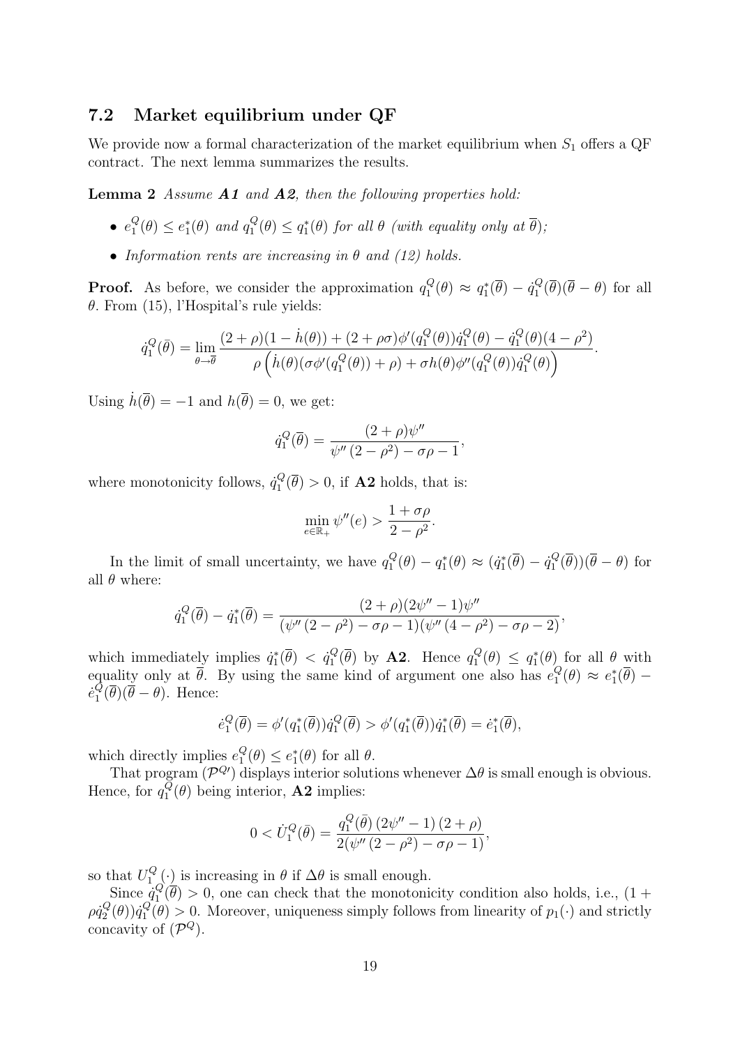## 7.2 Market equilibrium under QF

We provide now a formal characterization of the market equilibrium when $S_1$ offers a QF contract. The next lemma summarizes the results.

**Lemma 2** *Assume* ***A1*** *and* ***A2****, then the following properties hold:*

- $e_1^Q(\theta) \leq e_1^*(\theta)$ *and* $q_1^Q(\theta) \leq q_1^*(\theta)$ *for all* $\theta$ *(with equality only at* $\overline{\theta}$*);*
- *Information rents are increasing in* $\theta$ *and (12) holds.*

**Proof.** As before, we consider the approximation $q_1^Q(\theta) \approx q_1^*(\overline{\theta}) - \dot{q}_1^Q(\overline{\theta})(\overline{\theta} - \theta)$ for all $\theta$. From (15), l'Hospital's rule yields:

$$\dot{q}_1^Q(\bar{\theta}) = \lim_{\theta \to \overline{\theta}} \frac{(2+\rho)(1-\dot{h}(\theta)) + (2+\rho\sigma)\phi'(q_1^Q(\theta))\dot{q}_1^Q(\theta) - \dot{q}_1^Q(\theta)(4-\rho^2)}{\rho\left(\dot{h}(\theta)(\sigma\phi'(q_1^Q(\theta)) + \rho) + \sigma h(\theta)\phi''(q_1^Q(\theta))\dot{q}_1^Q(\theta)\right)}.$$

Using $\dot{h}(\overline{\theta}) = -1$ and $h(\overline{\theta}) = 0$, we get:

$$\dot{q}_1^Q(\overline{\theta}) = \frac{(2+\rho)\psi''}{\psi''(2-\rho^2) - \sigma\rho - 1},$$

where monotonicity follows, $\dot{q}_1^Q(\overline{\theta}) > 0$, if **A2** holds, that is:

$$\min_{e \in \mathbb{R}_+} \psi''(e) > \frac{1+\sigma\rho}{2-\rho^2}.$$

In the limit of small uncertainty, we have $q_1^Q(\theta) - q_1^*(\theta) \approx (\dot{q}_1^*(\overline{\theta}) - \dot{q}_1^Q(\overline{\theta}))(\overline{\theta} - \theta)$ for all $\theta$ where:

$$\dot{q}_1^Q(\overline{\theta}) - \dot{q}_1^*(\overline{\theta}) = \frac{(2+\rho)(2\psi''-1)\psi''}{(\psi''(2-\rho^2) - \sigma\rho - 1)(\psi''(4-\rho^2) - \sigma\rho - 2)},$$

which immediately implies $\dot{q}_1^*(\overline{\theta}) < \dot{q}_1^Q(\overline{\theta})$ by **A2**. Hence $q_1^Q(\theta) \leq q_1^*(\theta)$ for all $\theta$ with equality only at $\overline{\theta}$. By using the same kind of argument one also has $e_1^Q(\theta) \approx e_1^*(\overline{\theta}) - \dot{e}_1^Q(\overline{\theta})(\overline{\theta} - \theta)$. Hence:

$$\dot{e}_1^Q(\overline{\theta}) = \phi'(q_1^*(\overline{\theta}))\dot{q}_1^Q(\overline{\theta}) > \phi'(q_1^*(\overline{\theta}))\dot{q}_1^*(\overline{\theta}) = \dot{e}_1^*(\overline{\theta}),$$

which directly implies $e_1^Q(\theta) \leq e_1^*(\theta)$ for all $\theta$.

That program $(\mathcal{P}^{Q\prime})$ displays interior solutions whenever $\Delta\theta$ is small enough is obvious. Hence, for $q_1^Q(\theta)$ being interior, **A2** implies:

$$0 < \dot{U}_1^Q(\bar{\theta}) = \frac{q_1^Q(\bar{\theta})(2\psi''-1)(2+\rho)}{2(\psi''(2-\rho^2) - \sigma\rho - 1)},$$

so that $U_1^Q(\cdot)$ is increasing in $\theta$ if $\Delta\theta$ is small enough.

Since $\dot{q}_1^Q(\overline{\theta}) > 0$, one can check that the monotonicity condition also holds, i.e., $(1 + \rho\dot{q}_2^Q(\theta))\dot{q}_1^Q(\theta) > 0$. Moreover, uniqueness simply follows from linearity of $p_1(\cdot)$ and strictly concavity of $(\mathcal{P}^Q)$.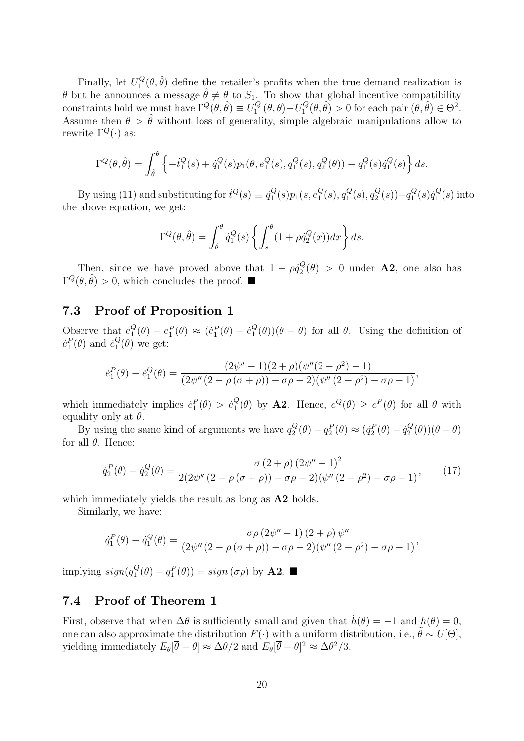Finally, let $U_1^Q(\theta, \hat{\theta})$ define the retailer's profits when the true demand realization is $\theta$ but he announces a message $\hat{\theta} \neq \theta$ to $S_1$. To show that global incentive compatibility constraints hold we must have $\Gamma^Q(\theta, \hat{\theta}) \equiv U_1^Q(\theta, \theta) - U_1^Q(\theta, \hat{\theta}) > 0$ for each pair $(\theta, \hat{\theta}) \in \Theta^2$. Assume then $\theta > \hat{\theta}$ without loss of generality, simple algebraic manipulations allow to rewrite $\Gamma^Q(\cdot)$ as:

$$\Gamma^Q(\theta, \hat{\theta}) = \int_{\hat{\theta}}^{\theta} \left\{ -\dot{t}_1^Q(s) + \dot{q}_1^Q(s) p_1(\theta, e_1^Q(s), q_1^Q(s), q_2^Q(\theta)) - q_1^Q(s)\dot{q}_1^Q(s) \right\} ds.$$

By using (11) and substituting for $\dot{t}^Q(s) \equiv \dot{q}_1^Q(s) p_1(s, e_1^Q(s), q_1^Q(s), q_2^Q(s)) - q_1^Q(s)\dot{q}_1^Q(s)$ into the above equation, we get:

$$\Gamma^Q(\theta, \hat{\theta}) = \int_{\hat{\theta}}^{\theta} \dot{q}_1^Q(s) \left\{ \int_s^{\theta} (1 + \rho \dot{q}_2^Q(x)) dx \right\} ds.$$

Then, since we have proved above that $1 + \rho \dot{q}_2^Q(\theta) > 0$ under **A2**, one also has $\Gamma^Q(\theta, \hat{\theta}) > 0$, which concludes the proof. ■

## 7.3 Proof of Proposition 1

Observe that $e_1^Q(\theta) - e_1^P(\theta) \approx (\dot{e}_1^P(\overline{\theta}) - \dot{e}_1^Q(\overline{\theta}))(\overline{\theta} - \theta)$ for all $\theta$. Using the definition of $\dot{e}_1^P(\overline{\theta})$ and $\dot{e}_1^Q(\overline{\theta})$ we get:

$$\dot{e}_1^P(\overline{\theta}) - \dot{e}_1^Q(\overline{\theta}) = \frac{(2\psi'' - 1)(2 + \rho)(\psi''(2 - \rho^2) - 1)}{(2\psi''(2 - \rho(\sigma + \rho)) - \sigma\rho - 2)(\psi''(2 - \rho^2) - \sigma\rho - 1)},$$

which immediately implies $\dot{e}_1^P(\overline{\theta}) > \dot{e}_1^Q(\overline{\theta})$ by **A2**. Hence, $e^Q(\theta) \geq e^P(\theta)$ for all $\theta$ with equality only at $\overline{\theta}$.

By using the same kind of arguments we have $q_2^Q(\theta) - q_2^P(\theta) \approx (\dot{q}_2^P(\overline{\theta}) - \dot{q}_2^Q(\overline{\theta}))(\overline{\theta} - \theta)$ for all $\theta$. Hence:

$$\dot{q}_2^P(\overline{\theta}) - \dot{q}_2^Q(\overline{\theta}) = \frac{\sigma(2 + \rho)(2\psi'' - 1)^2}{2(2\psi''(2 - \rho(\sigma + \rho)) - \sigma\rho - 2)(\psi''(2 - \rho^2) - \sigma\rho - 1)}, \qquad (17)$$

which immediately yields the result as long as **A2** holds.

Similarly, we have:

$$\dot{q}_1^P(\overline{\theta}) - \dot{q}_1^Q(\overline{\theta}) = \frac{\sigma\rho(2\psi'' - 1)(2 + \rho)\psi''}{(2\psi''(2 - \rho(\sigma + \rho)) - \sigma\rho - 2)(\psi''(2 - \rho^2) - \sigma\rho - 1)},$$

implying $sign(q_1^Q(\theta) - q_1^P(\theta)) = sign(\sigma\rho)$ by **A2**. ■

## 7.4 Proof of Theorem 1

First, observe that when $\Delta\theta$ is sufficiently small and given that $\dot{h}(\overline{\theta}) = -1$ and $h(\overline{\theta}) = 0$, one can also approximate the distribution $F(\cdot)$ with a uniform distribution, i.e., $\tilde{\theta} \sim U[\Theta]$, yielding immediately $E_\theta[\overline{\theta} - \theta] \approx \Delta\theta/2$ and $E_\theta[\overline{\theta} - \theta]^2 \approx \Delta\theta^2/3$.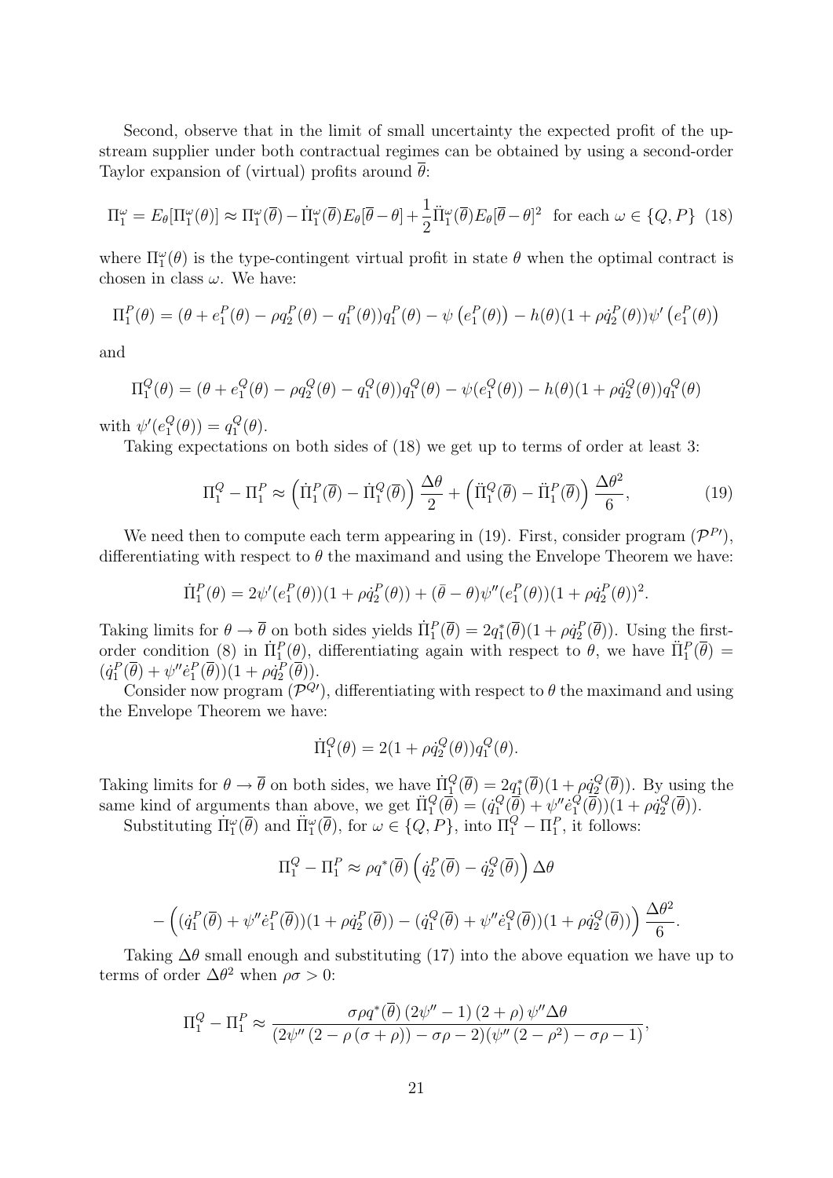Second, observe that in the limit of small uncertainty the expected profit of the upstream supplier under both contractual regimes can be obtained by using a second-order Taylor expansion of (virtual) profits around $\overline{\theta}$:

$$\Pi_1^\omega = E_\theta[\Pi_1^\omega(\theta)] \approx \Pi_1^\omega(\overline{\theta}) - \dot{\Pi}_1^\omega(\overline{\theta})E_\theta[\overline{\theta}-\theta] + \frac{1}{2}\ddot{\Pi}_1^\omega(\overline{\theta})E_\theta[\overline{\theta}-\theta]^2 \text{ for each } \omega \in \{Q, P\} \quad (18)$$

where $\Pi_1^\omega(\theta)$ is the type-contingent virtual profit in state $\theta$ when the optimal contract is chosen in class $\omega$. We have:

$$\Pi_1^P(\theta) = (\theta + e_1^P(\theta) - \rho q_2^P(\theta) - q_1^P(\theta))q_1^P(\theta) - \psi\left(e_1^P(\theta)\right) - h(\theta)(1+\rho\dot{q}_2^P(\theta))\psi'\left(e_1^P(\theta)\right)$$

and

$$\Pi_1^Q(\theta) = (\theta + e_1^Q(\theta) - \rho q_2^Q(\theta) - q_1^Q(\theta))q_1^Q(\theta) - \psi(e_1^Q(\theta)) - h(\theta)(1+\rho\dot{q}_2^Q(\theta))q_1^Q(\theta)$$

with $\psi'(e_1^Q(\theta)) = q_1^Q(\theta)$.

Taking expectations on both sides of (18) we get up to terms of order at least 3:

$$\Pi_1^Q - \Pi_1^P \approx \left(\dot{\Pi}_1^P(\overline{\theta}) - \dot{\Pi}_1^Q(\overline{\theta})\right)\frac{\Delta\theta}{2} + \left(\ddot{\Pi}_1^Q(\overline{\theta}) - \ddot{\Pi}_1^P(\overline{\theta})\right)\frac{\Delta\theta^2}{6}, \quad (19)$$

We need then to compute each term appearing in (19). First, consider program $(\mathcal{P}^{P\prime})$, differentiating with respect to $\theta$ the maximand and using the Envelope Theorem we have:

$$\dot{\Pi}_1^P(\theta) = 2\psi'(e_1^P(\theta))(1+\rho\dot{q}_2^P(\theta)) + (\bar{\theta}-\theta)\psi''(e_1^P(\theta))(1+\rho\dot{q}_2^P(\theta))^2.$$

Taking limits for $\theta \to \overline{\theta}$ on both sides yields $\dot{\Pi}_1^P(\overline{\theta}) = 2q_1^*(\overline{\theta})(1+\rho\dot{q}_2^P(\overline{\theta}))$. Using the first-order condition (8) in $\dot{\Pi}_1^P(\theta)$, differentiating again with respect to $\theta$, we have $\ddot{\Pi}_1^P(\overline{\theta}) = (\dot{q}_1^P(\overline{\theta}) + \psi''\dot{e}_1^P(\overline{\theta}))(1+\rho\dot{q}_2^P(\overline{\theta}))$.

Consider now program $(\mathcal{P}^{Q\prime})$, differentiating with respect to $\theta$ the maximand and using the Envelope Theorem we have:

$$\dot{\Pi}_1^Q(\theta) = 2(1+\rho\dot{q}_2^Q(\theta))q_1^Q(\theta).$$

Taking limits for $\theta \to \overline{\theta}$ on both sides, we have $\dot{\Pi}_1^Q(\overline{\theta}) = 2q_1^*(\overline{\theta})(1+\rho\dot{q}_2^Q(\overline{\theta}))$. By using the same kind of arguments than above, we get $\ddot{\Pi}_1^Q(\overline{\theta}) = (\dot{q}_1^Q(\overline{\theta}) + \psi''\dot{e}_1^Q(\overline{\theta}))(1+\rho\dot{q}_2^Q(\overline{\theta}))$.

Substituting $\dot{\Pi}_1^\omega(\overline{\theta})$ and $\ddot{\Pi}_1^\omega(\overline{\theta})$, for $\omega \in \{Q, P\}$, into $\Pi_1^Q - \Pi_1^P$, it follows:

$$\Pi_1^Q - \Pi_1^P \approx \rho q^*(\overline{\theta})\left(\dot{q}_2^P(\overline{\theta}) - \dot{q}_2^Q(\overline{\theta})\right)\Delta\theta$$

$$-\left((\dot{q}_1^P(\overline{\theta}) + \psi''\dot{e}_1^P(\overline{\theta}))(1+\rho\dot{q}_2^P(\overline{\theta})) - (\dot{q}_1^Q(\overline{\theta}) + \psi''\dot{e}_1^Q(\overline{\theta}))(1+\rho\dot{q}_2^Q(\overline{\theta}))\right)\frac{\Delta\theta^2}{6}.$$

Taking $\Delta\theta$ small enough and substituting (17) into the above equation we have up to terms of order $\Delta\theta^2$ when $\rho\sigma > 0$:

$$\Pi_1^Q - \Pi_1^P \approx \frac{\sigma\rho q^*(\overline{\theta})\left(2\psi''-1\right)\left(2+\rho\right)\psi''\Delta\theta}{\left(2\psi''\left(2-\rho\left(\sigma+\rho\right)\right)-\sigma\rho-2\right)\left(\psi''\left(2-\rho^2\right)-\sigma\rho-1\right)},$$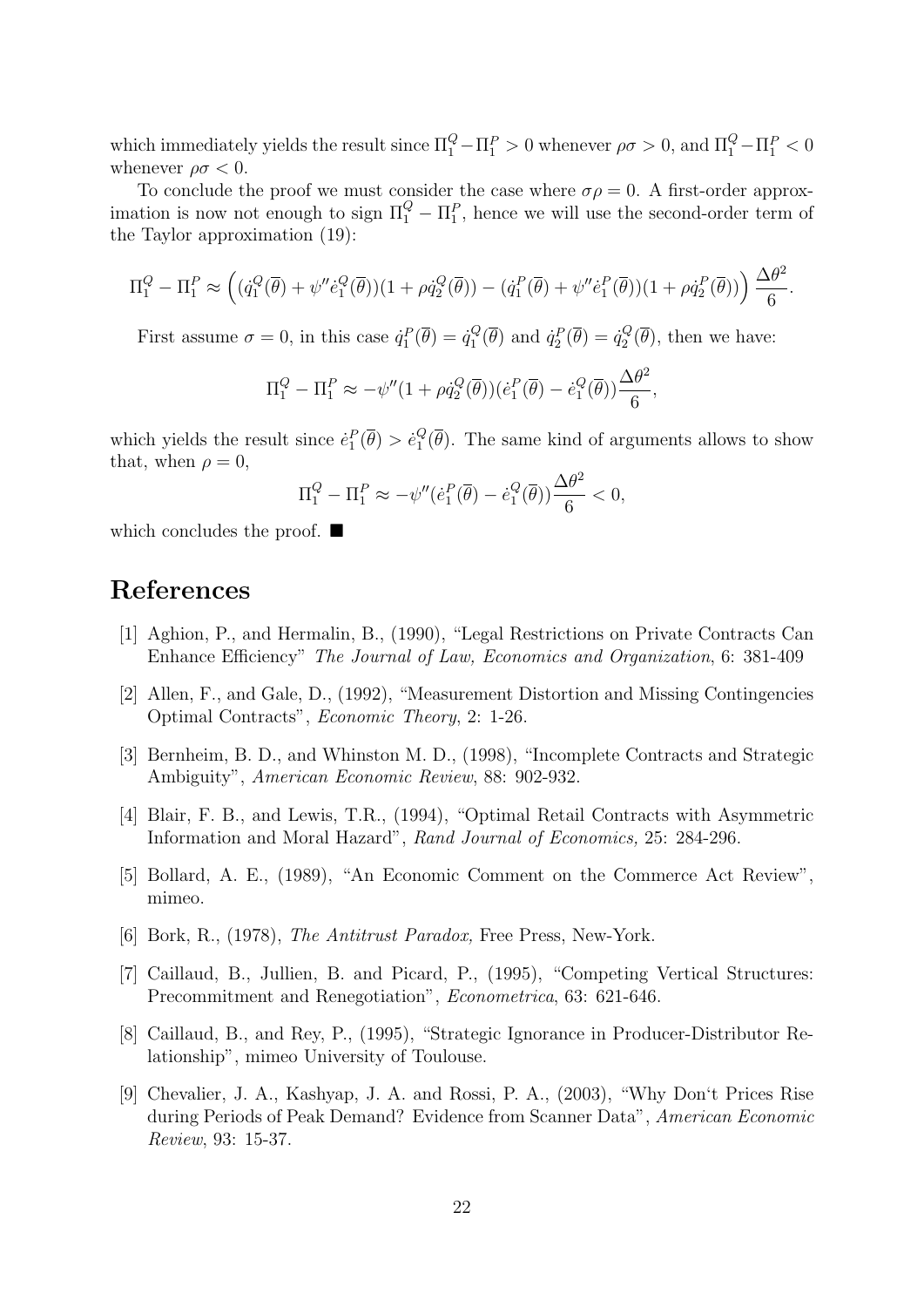which immediately yields the result since $\Pi_1^Q - \Pi_1^P > 0$ whenever $\rho\sigma > 0$, and $\Pi_1^Q - \Pi_1^P < 0$ whenever $\rho\sigma < 0$.

To conclude the proof we must consider the case where $\sigma\rho = 0$. A first-order approximation is now not enough to sign $\Pi_1^Q - \Pi_1^P$, hence we will use the second-order term of the Taylor approximation (19):

$$\Pi_1^Q - \Pi_1^P \approx \left( (\dot{q}_1^Q(\overline{\theta}) + \psi'' \dot{e}_1^Q(\overline{\theta}))(1 + \rho \dot{q}_2^Q(\overline{\theta})) - (\dot{q}_1^P(\overline{\theta}) + \psi'' \dot{e}_1^P(\overline{\theta}))(1 + \rho \dot{q}_2^P(\overline{\theta})) \right) \frac{\Delta\theta^2}{6}.$$

First assume $\sigma = 0$, in this case $\dot{q}_1^P(\overline{\theta}) = \dot{q}_1^Q(\overline{\theta})$ and $\dot{q}_2^P(\overline{\theta}) = \dot{q}_2^Q(\overline{\theta})$, then we have:

$$\Pi_1^Q - \Pi_1^P \approx -\psi''(1 + \rho \dot{q}_2^Q(\overline{\theta}))(\dot{e}_1^P(\overline{\theta}) - \dot{e}_1^Q(\overline{\theta})) \frac{\Delta\theta^2}{6},$$

which yields the result since $\dot{e}_1^P(\overline{\theta}) > \dot{e}_1^Q(\overline{\theta})$. The same kind of arguments allows to show that, when $\rho = 0$,

$$\Pi_1^Q - \Pi_1^P \approx -\psi''(\dot{e}_1^P(\overline{\theta}) - \dot{e}_1^Q(\overline{\theta})) \frac{\Delta\theta^2}{6} < 0,$$

which concludes the proof. ■

# References

[1] Aghion, P., and Hermalin, B., (1990), "Legal Restrictions on Private Contracts Can Enhance Efficiency" *The Journal of Law, Economics and Organization*, 6: 381-409

[2] Allen, F., and Gale, D., (1992), "Measurement Distortion and Missing Contingencies Optimal Contracts", *Economic Theory*, 2: 1-26.

[3] Bernheim, B. D., and Whinston M. D., (1998), "Incomplete Contracts and Strategic Ambiguity", *American Economic Review*, 88: 902-932.

[4] Blair, F. B., and Lewis, T.R., (1994), "Optimal Retail Contracts with Asymmetric Information and Moral Hazard", *Rand Journal of Economics,* 25: 284-296.

[5] Bollard, A. E., (1989), "An Economic Comment on the Commerce Act Review", mimeo.

[6] Bork, R., (1978), *The Antitrust Paradox,* Free Press, New-York.

[7] Caillaud, B., Jullien, B. and Picard, P., (1995), "Competing Vertical Structures: Precommitment and Renegotiation", *Econometrica*, 63: 621-646.

[8] Caillaud, B., and Rey, P., (1995), "Strategic Ignorance in Producer-Distributor Relationship", mimeo University of Toulouse.

[9] Chevalier, J. A., Kashyap, J. A. and Rossi, P. A., (2003), "Why Don't Prices Rise during Periods of Peak Demand? Evidence from Scanner Data", *American Economic Review*, 93: 15-37.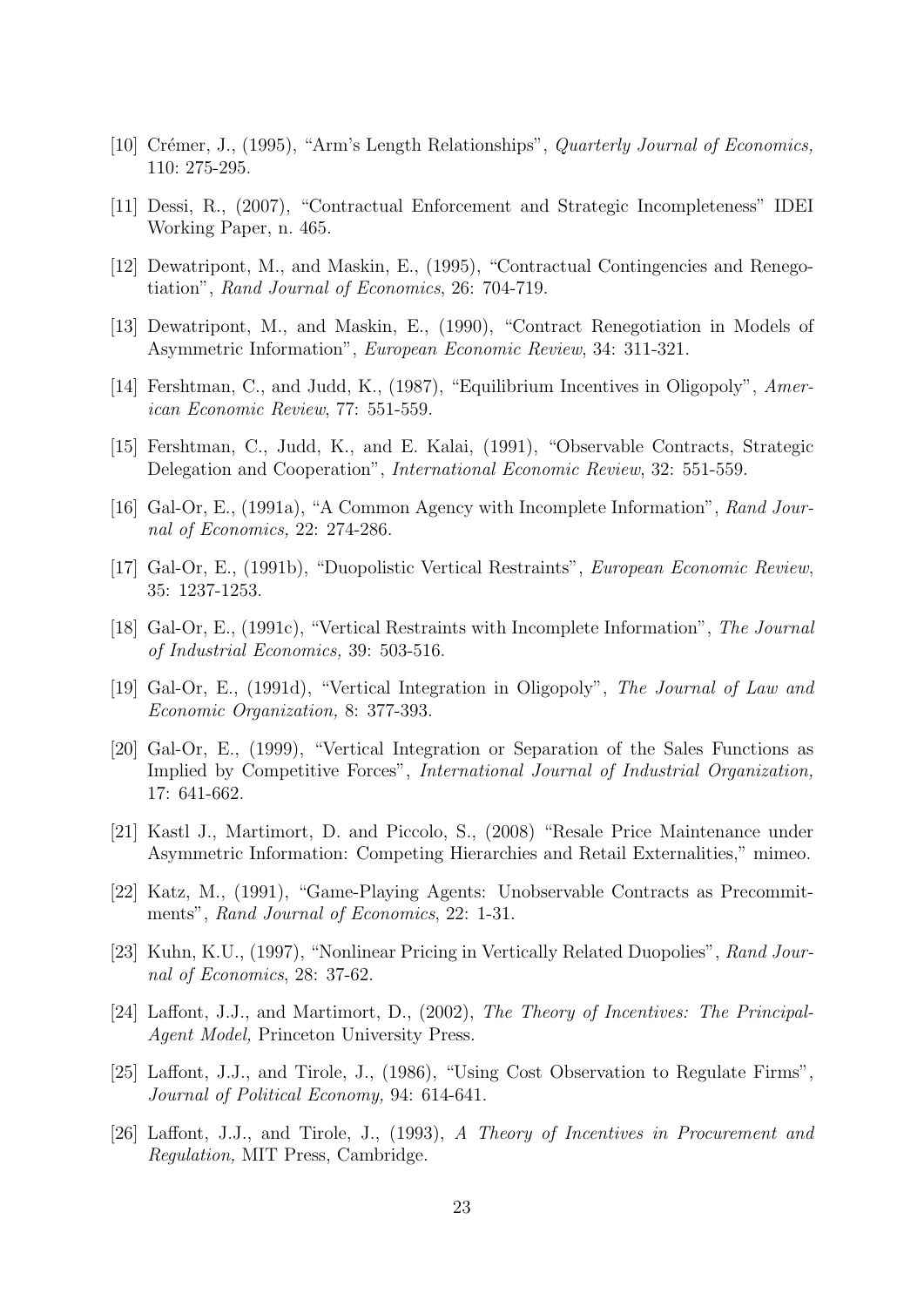[10] Crémer, J., (1995), "Arm's Length Relationships", *Quarterly Journal of Economics,* 110: 275-295.

[11] Dessi, R., (2007), "Contractual Enforcement and Strategic Incompleteness" IDEI Working Paper, n. 465.

[12] Dewatripont, M., and Maskin, E., (1995), "Contractual Contingencies and Renegotiation", *Rand Journal of Economics*, 26: 704-719.

[13] Dewatripont, M., and Maskin, E., (1990), "Contract Renegotiation in Models of Asymmetric Information", *European Economic Review*, 34: 311-321.

[14] Fershtman, C., and Judd, K., (1987), "Equilibrium Incentives in Oligopoly", *American Economic Review*, 77: 551-559.

[15] Fershtman, C., Judd, K., and E. Kalai, (1991), "Observable Contracts, Strategic Delegation and Cooperation", *International Economic Review*, 32: 551-559.

[16] Gal-Or, E., (1991a), "A Common Agency with Incomplete Information", *Rand Journal of Economics,* 22: 274-286.

[17] Gal-Or, E., (1991b), "Duopolistic Vertical Restraints", *European Economic Review*, 35: 1237-1253.

[18] Gal-Or, E., (1991c), "Vertical Restraints with Incomplete Information", *The Journal of Industrial Economics,* 39: 503-516.

[19] Gal-Or, E., (1991d), "Vertical Integration in Oligopoly", *The Journal of Law and Economic Organization,* 8: 377-393.

[20] Gal-Or, E., (1999), "Vertical Integration or Separation of the Sales Functions as Implied by Competitive Forces", *International Journal of Industrial Organization,* 17: 641-662.

[21] Kastl J., Martimort, D. and Piccolo, S., (2008) "Resale Price Maintenance under Asymmetric Information: Competing Hierarchies and Retail Externalities," mimeo.

[22] Katz, M., (1991), "Game-Playing Agents: Unobservable Contracts as Precommitments", *Rand Journal of Economics*, 22: 1-31.

[23] Kuhn, K.U., (1997), "Nonlinear Pricing in Vertically Related Duopolies", *Rand Journal of Economics*, 28: 37-62.

[24] Laffont, J.J., and Martimort, D., (2002), *The Theory of Incentives: The Principal-Agent Model,* Princeton University Press.

[25] Laffont, J.J., and Tirole, J., (1986), "Using Cost Observation to Regulate Firms", *Journal of Political Economy,* 94: 614-641.

[26] Laffont, J.J., and Tirole, J., (1993), *A Theory of Incentives in Procurement and Regulation,* MIT Press, Cambridge.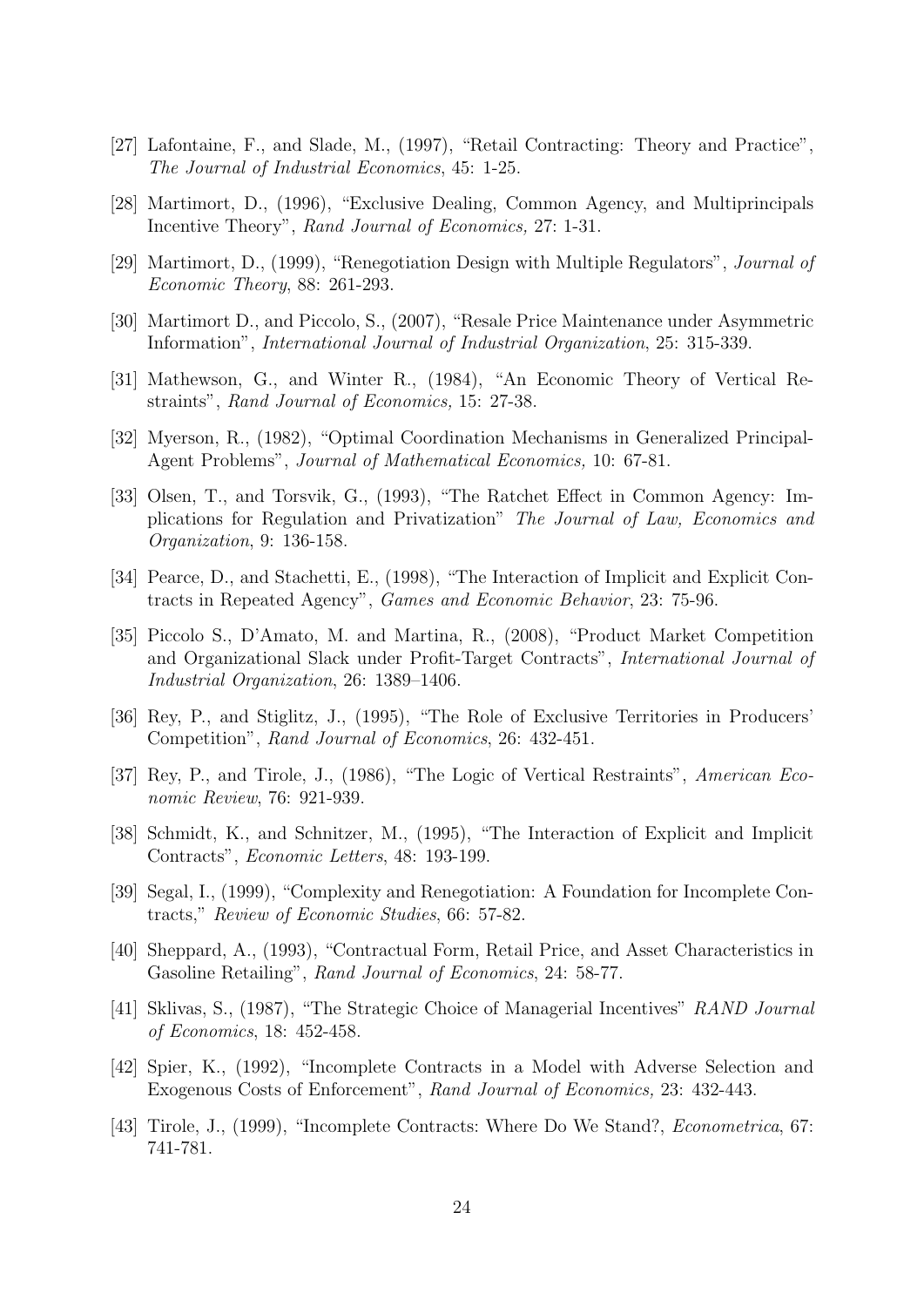[27] Lafontaine, F., and Slade, M., (1997), "Retail Contracting: Theory and Practice", *The Journal of Industrial Economics*, 45: 1-25.

[28] Martimort, D., (1996), "Exclusive Dealing, Common Agency, and Multiprincipals Incentive Theory", *Rand Journal of Economics,* 27: 1-31.

[29] Martimort, D., (1999), "Renegotiation Design with Multiple Regulators", *Journal of Economic Theory*, 88: 261-293.

[30] Martimort D., and Piccolo, S., (2007), "Resale Price Maintenance under Asymmetric Information", *International Journal of Industrial Organization*, 25: 315-339.

[31] Mathewson, G., and Winter R., (1984), "An Economic Theory of Vertical Restraints", *Rand Journal of Economics,* 15: 27-38.

[32] Myerson, R., (1982), "Optimal Coordination Mechanisms in Generalized Principal-Agent Problems", *Journal of Mathematical Economics,* 10: 67-81.

[33] Olsen, T., and Torsvik, G., (1993), "The Ratchet Effect in Common Agency: Implications for Regulation and Privatization" *The Journal of Law, Economics and Organization*, 9: 136-158.

[34] Pearce, D., and Stachetti, E., (1998), "The Interaction of Implicit and Explicit Contracts in Repeated Agency", *Games and Economic Behavior*, 23: 75-96.

[35] Piccolo S., D'Amato, M. and Martina, R., (2008), "Product Market Competition and Organizational Slack under Profit-Target Contracts", *International Journal of Industrial Organization*, 26: 1389–1406.

[36] Rey, P., and Stiglitz, J., (1995), "The Role of Exclusive Territories in Producers' Competition", *Rand Journal of Economics*, 26: 432-451.

[37] Rey, P., and Tirole, J., (1986), "The Logic of Vertical Restraints", *American Economic Review*, 76: 921-939.

[38] Schmidt, K., and Schnitzer, M., (1995), "The Interaction of Explicit and Implicit Contracts", *Economic Letters*, 48: 193-199.

[39] Segal, I., (1999), "Complexity and Renegotiation: A Foundation for Incomplete Contracts," *Review of Economic Studies*, 66: 57-82.

[40] Sheppard, A., (1993), "Contractual Form, Retail Price, and Asset Characteristics in Gasoline Retailing", *Rand Journal of Economics*, 24: 58-77.

[41] Sklivas, S., (1987), "The Strategic Choice of Managerial Incentives" *RAND Journal of Economics*, 18: 452-458.

[42] Spier, K., (1992), "Incomplete Contracts in a Model with Adverse Selection and Exogenous Costs of Enforcement", *Rand Journal of Economics,* 23: 432-443.

[43] Tirole, J., (1999), "Incomplete Contracts: Where Do We Stand?, *Econometrica*, 67: 741-781.